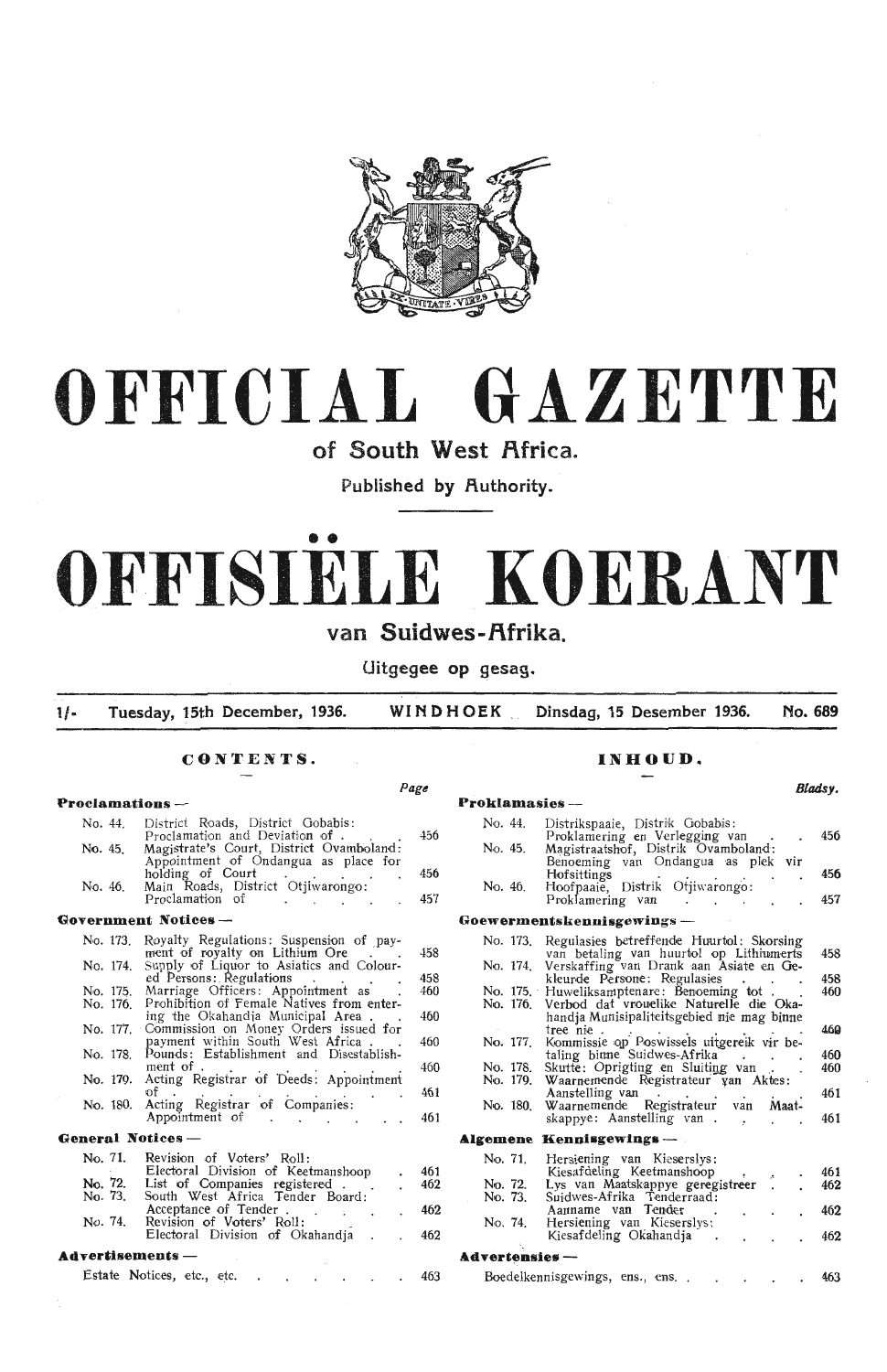# OFFICIAL GAZETTE

## of South West Africa.

Published by Authority.

# OFFISIËLE KOERANT

## van Suidwes-Afrika.

Uitgegee op gesag.

1/- Tuesday, 15th December, 1936. WINDHOEK Dinsdag, 15 Desember 1936. No. 689

## CONTENTS.

| | | Page |
|---|---|---|
| **Proclamations —** | | |
| No. 44. | District Roads, District Gobabis: Proclamation and Deviation of | 456 |
| No. 45. | Magistrate's Court, District Ovamboland: Appointment of Ondangua as place for holding of Court | 456 |
| No. 46. | Main Roads, District Otjiwarongo: Proclamation of | 457 |
| **Government Notices —** | | |
| No. 173. | Royalty Regulations: Suspension of payment of royalty on Lithium Ore | 458 |
| No. 174. | Supply of Liquor to Asiatics and Coloured Persons: Regulations | 458 |
| No. 175. | Marriage Officers: Appointment as | 460 |
| No. 176. | Prohibition of Female Natives from entering the Okahandja Municipal Area | 460 |
| No. 177. | Commission on Money Orders issued for payment within South West Africa | 460 |
| No. 178. | Pounds: Establishment and Disestablishment of | 460 |
| No. 179. | Acting Registrar of Deeds: Appointment of | 461 |
| No. 180. | Acting Registrar of Companies: Appointment of | 461 |
| **General Notices —** | | |
| No. 71. | Revision of Voters' Roll: Electoral Division of Keetmanshoop | 461 |
| No. 72. | List of Companies registered | 462 |
| No. 73. | South West Africa Tender Board: Acceptance of Tender | 462 |
| No. 74. | Revision of Voters' Roll: Electoral Division of Okahandja | 462 |
| **Advertisements —** | | |
| | Estate Notices, etc., etc. | 463 |

## INHOUD.

| | | Bladsy. |
|---|---|---|
| **Proklamasies —** | | |
| No. 44. | Distrikspaaie, Distrik Gobabis: Proklamering en Verlegging van | 456 |
| No. 45. | Magistraatshof, Distrik Ovamboland: Benoeming van Ondangua as plek vir Hofsittings | 456 |
| No. 46. | Hoofpaaie, Distrik Otjiwarongo: Proklamering van | 457 |
| **Goewermentskennisgewings —** | | |
| No. 173. | Regulasies betreffende Huurtol: Skorsing van betaling van huurtol op Lithiumerts | 458 |
| No. 174. | Verskaffing van Drank aan Asiate en Gekleurde Persone: Regulasies | 458 |
| No. 175. | Huweliksamptenare: Benoeming tot | 460 |
| No. 176. | Verbod dat vrouelike Naturelle die Okahandja Munisipaliteitsgebied nie mag binne tree nie | 460 |
| No. 177. | Kommissie op Poswissels uitgereik vir betaling binne Suidwes-Afrika | 460 |
| No. 178. | Skutte: Oprigting en Sluiting van | 460 |
| No. 179. | Waarnemende Registrateur van Aktes: Aanstelling van | 461 |
| No. 180. | Waarnemende Registrateur van Maatskappye: Aanstelling van | 461 |
| **Algemene Kennisgewings —** | | |
| No. 71. | Hersiening van Kieserslys: Kiesafdeling Keetmanshoop | 461 |
| No. 72. | Lys van Maatskappye geregistreer | 462 |
| No. 73. | Suidwes-Afrika Tenderraad: Aanname van Tender | 462 |
| No. 74. | Hersiening van Kieserslys: Kiesafdeling Okahandja | 462 |
| **Advertensies —** | | |
| | Boedelkennisgewings, ens., ens. | 463 |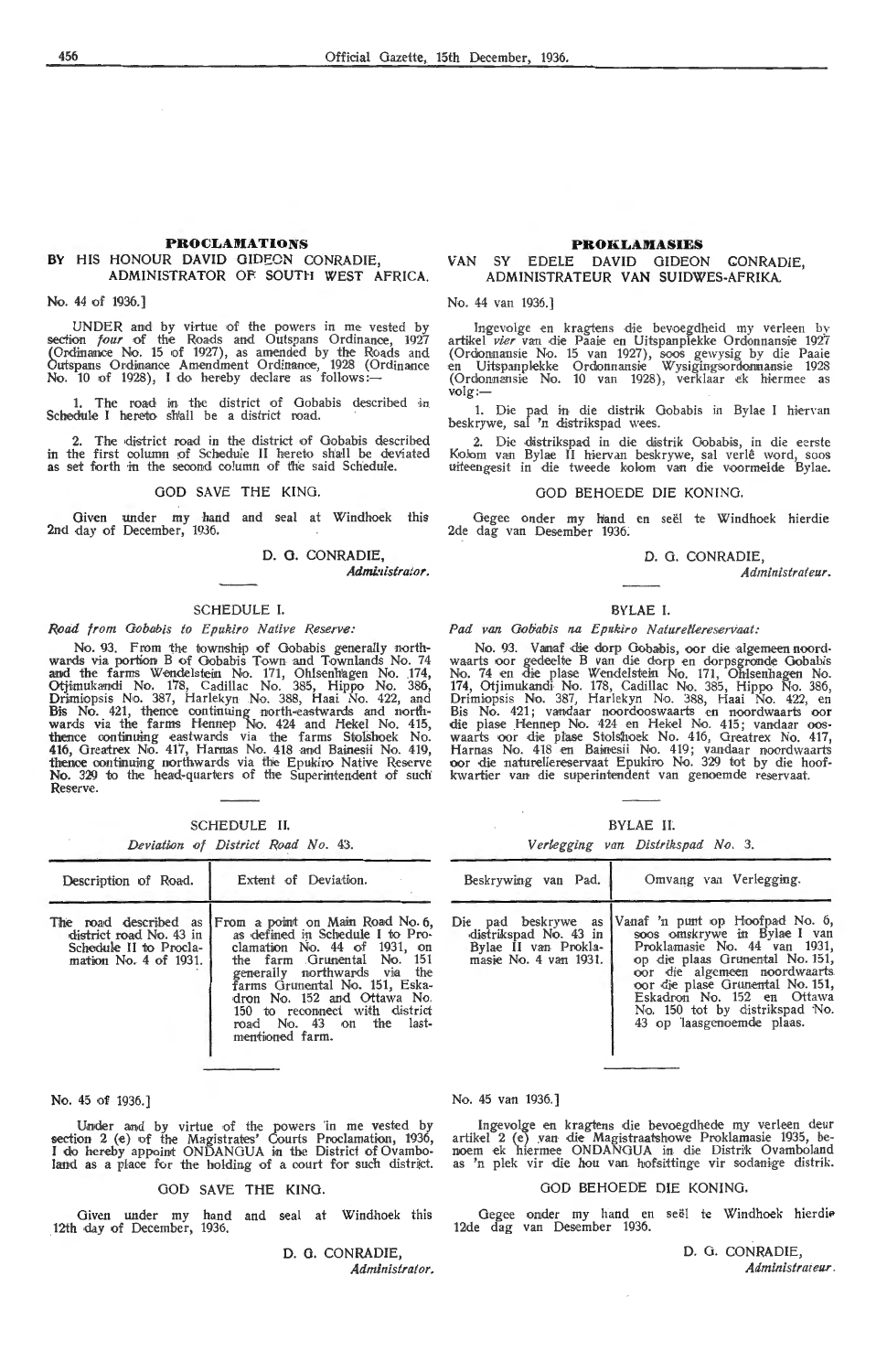## PROCLAMATIONS

### BY HIS HONOUR DAVID GIDEON CONRADIE, ADMINISTRATOR OF SOUTH WEST AFRICA.

No. 44 of 1936.]

UNDER and by virtue of the powers in me vested by section *four* of the Roads and Outspans Ordinance, 1927 (Ordinance No. 15 of 1927), as amended by the Roads and Outspans Ordinance Amendment Ordinance, 1928 (Ordinance No. 10 of 1928), I do hereby declare as follows:—

1. The road in the district of Gobabis described in Schedule I hereto shall be a district road.

2. The district road in the district of Gobabis described in the first column of Schedule II hereto shall be deviated as set forth in the second column of the said Schedule.

GOD SAVE THE KING.

Given under my hand and seal at Windhoek this 2nd day of December, 1936.

D. G. CONRADIE,
*Administrator.*

### SCHEDULE I.

*Road from Gobabis to Epukiro Native Reserve:*

No. 93. From the township of Gobabis generally northwards via portion B of Gobabis Town and Townlands No. 74 and the farms Wendelstein No. 171, Ohlsenhagen No. 174, Otjimukandi No. 178, Cadillac No. 385, Hippo No. 386, Drimiopsis No. 387, Harlekyn No. 388, Haai No. 422, and Bis No. 421, thence continuing north-eastwards and northwards via the farms Hennep No. 424 and Hekel No. 415, thence continuing eastwards via the farms Stolshoek No. 416, Greatrex No. 417, Harnas No. 418 and Bainesii No. 419, thence continuing northwards via the Epukiro Native Reserve No. 329 to the head-quarters of the Superintendent of such Reserve.

### SCHEDULE II.

*Deviation of District Road No. 43.*

| Description of Road. | Extent of Deviation. |
|---|---|
| The road described as district road No. 43 in Schedule II to Proclamation No. 4 of 1931. | From a point on Main Road No. 6, as defined in Schedule I to Proclamation No. 44 of 1931, on the farm Grunental No. 151 generally northwards via the farms Grunental No. 151, Eskadron No. 152 and Ottawa No. 150 to reconnect with district road No. 43 on the last-mentioned farm. |

No. 45 of 1936.]

Under and by virtue of the powers in me vested by section 2 (e) of the Magistrates' Courts Proclamation, 1936, I do hereby appoint ONDANGUA in the District of Ovamboland as a place for the holding of a court for such district.

GOD SAVE THE KING.

Given under my hand and seal at Windhoek this 12th day of December, 1936.

D. G. CONRADIE,
*Administrator.*

## PROKLAMASIES

### VAN SY EDELE DAVID GIDEON CONRADIE, ADMINISTRATEUR VAN SUIDWES-AFRIKA.

No. 44 van 1936.]

Ingevolge en kragtens die bevoegdheid my verleen by artikel *vier* van die Paaie en Uitspanplekke Ordonnansie 1927 (Ordonnansie No. 15 van 1927), soos gewysig by die Paaie en Uitspanplekke Ordonnansie Wysigingsordonnansie 1928 (Ordonnansie No. 10 van 1928), verklaar ek hiermee as volg:—

1. Die pad in die distrik Gobabis in Bylae I hiervan beskrywe, sal 'n distrikspad wees.

2. Die distrikspad in die distrik Gobabis, in die eerste Kolom van Bylae II hiervan beskrywe, sal verlê word, soos uiteengesit in die tweede kolom van die voormelde Bylae.

GOD BEHOEDE DIE KONING.

Gegee onder my hand en seël te Windhoek hierdie 2de dag van Desember 1936.

D. G. CONRADIE,
*Administrateur.*

### BYLAE I.

*Pad van Gobabis na Epukiro Naturellereservaat:*

No. 93. Vanaf die dorp Gobabis, oor die algemeen noordwaarts oor gedeelte B van die dorp en dorpsgronde Gobabis No. 74 en die plase Wendelstein No. 171, Ohlsenhagen No. 174, Otjimukandi No. 178, Cadillac No. 385, Hippo No. 386, Drimiopsis No. 387, Harlekyn No. 388, Haai No. 422, en Bis No. 421; vandaar noordooswaarts en noordwaarts oor die plase Hennep No. 424 en Hekel No. 415; vandaar ooswaarts oor die plase Stolshoek No. 416, Greatrex No. 417, Harnas No. 418 en Bainesii No. 419; vandaar noordwaarts oor die naturellereservaat Epukiro No. 329 tot by die hoofkwartier van die superintendent van genoemde reservaat.

### BYLAE II.

*Verlegging van Distrikspad No. 3.*

| Beskrywing van Pad. | Omvang van Verlegging. |
|---|---|
| Die pad beskrywe as distrikspad No. 43 in Bylae II van Proklamasie No. 4 van 1931. | Vanaf 'n punt op Hoofpad No. 6, soos omskrywe in Bylae I van Proklamasie No. 44 van 1931, op die plaas Grunental No. 151, oor die algemeen noordwaarts oor die plase Grunental No. 151, Eskadron No. 152 en Ottawa No. 150 tot by distrikspad No. 43 op laasgenoemde plaas. |

No. 45 van 1936.]

Ingevolge en kragtens die bevoegdhede my verleen deur artikel 2 (e) van die Magistraatshowe Proklamasie 1935, benoem ek hiermee ONDANGUA in die Distrik Ovamboland as 'n plek vir die hou van hofsittinge vir sodanige distrik.

GOD BEHOEDE DIE KONING.

Gegee onder my hand en seël te Windhoek hierdie 12de dag van Desember 1936.

D. G. CONRADIE,
*Administrateur.*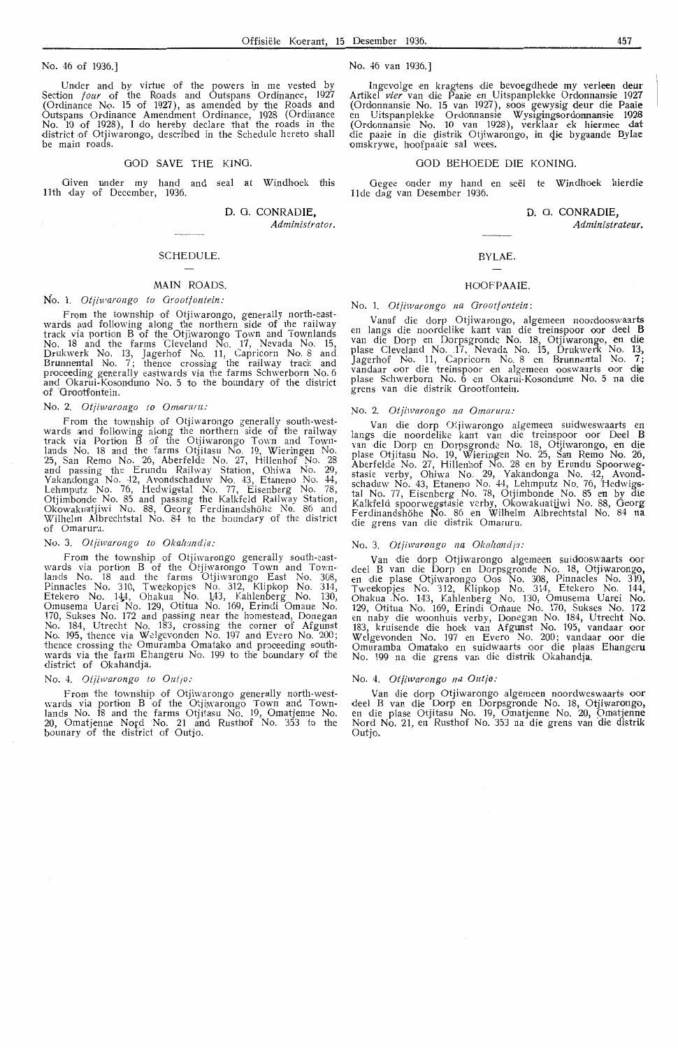No. 46 of 1936.]

Under and by virtue of the powers in me vested by Section *four* of the Roads and Outspans Ordinance, 1927 (Ordinance No. 15 of 1927), as amended by the Roads and Outspans Ordinance Amendment Ordinance, 1928 (Ordinance No. 19 of 1928), I do hereby declare that the roads in the district of Otjiwarongo, described in the Schedule hereto shall be main roads.

GOD SAVE THE KING.

Given under my hand and seal at Windhoek this 11th day of December, 1936.

D. G. CONRADIE,
*Administrator.*

SCHEDULE.

MAIN ROADS.

No. 1. *Otjiwarongo to Grootfontein:*

From the township of Otjiwarongo, generally north-eastwards and following along the northern side of the railway track via portion B of the Otjiwarongo Town and Townlands No. 18 and the farms Cleveland No. 17, Nevada No. 15, Drukwerk No. 13, Jagerhof No. 11, Capricorn No. 8 and Brunnental No. 7; thence crossing the railway track and proceeding generally eastwards via the farms Schwerborn No. 6 and Okarui-Kosondumo No. 5 to the boundary of the district of Grootfontein.

No. 2. *Otjiwarongo to Omaruru:*

From the township of Otjiwarongo generally south-westwards and following along the northern side of the railway track via Portion B of the Otjiwarongo Town and Townlands No. 18 and the farms Otjitasu No. 19, Wieringen No. 25, San Remo No. 26, Aberfelde No. 27, Hillenhof No. 28 and passing the Erundu Railway Station, Ohiwa No. 29, Yakandonga No. 42, Avondschaduw No. 43, Etaneno No. 44, Lehmputz No. 76, Hedwigstal No. 77, Eisenberg No. 78, Otjimbonde No. 85 and passing the Kalkfeld Railway Station, Okowakuatjiwi No. 88, Georg Ferdinandshöhe No. 86 and Wilhelm Albrechtstal No. 84 to the boundary of the district of Omaruru.

No. 3. *Otjiwarongo to Okahandja:*

From the township of Otjiwarongo generally south-eastwards via portion B of the Otjiwarongo Town and Townlands No. 18 and the farms Otjiwarongo East No. 308, Pinnacles No. 310, Tweekopjes No. 312, Klipkop No. 314, Etekero No. 144, Ohakua No. 143, Kahlenberg No. 130, Omusema Uarei No. 129, Otitua No. 169, Erindi Omaue No. 170, Sukses No. 172 and passing near the homestead, Donegan No. 184, Utrecht No. 183, crossing the corner of Afgunst No. 195, thence via Welgevonden No. 197 and Evero No. 200; thence crossing the Omuramba Omatako and proceeding southwards via the farm Ehangeru No. 199 to the boundary of the district of Okahandja.

No. 4. *Otjiwarongo to Outjo:*

From the township of Otjiwarongo generally north-westwards via portion B of the Otjiwarongo Town and Townlands No. 18 and the farms Otjitasu No. 19, Omatjenne No. 20, Omatjenne Nord No. 21 and Rusthof No. 353 to the bounary of the district of Outjo.

No. 46 van 1936.]

Ingevolge en kragtens die bevoegdhede my verleen deur Artikel *vier* van die Paaie en Uitspanplekke Ordonnansie 1927 (Ordonnansie No. 15 van 1927), soos gewysig deur die Paaie en Uitspanplekke Ordonnansie Wysigingsordonnansie 1928 (Ordonnansie No. 10 van 1928), verklaar ek hiermee dat die paaie in die distrik Otjiwarongo, in die bygaande Bylae omskrywe, hoofpaaie sal wees.

GOD BEHOEDE DIE KONING.

Gegee onder my hand en seël te Windhoek hierdie 11de dag van Desember 1936.

D. G. CONRADIE,
*Administrateur.*

BYLAE.

HOOFPAAIE.

No. 1. *Otjiwarongo na Grootfontein:*

Vanaf die dorp Otjiwarongo, algemeen noordooswaarts en langs die noordelike kant van die treinspoor oor deel B van die Dorp en Dorpsgronde No. 18, Otjiwarongo, en die plase Cleveland No. 17, Nevada No. 15, Drukwerk No. 13, Jagerhof No. 11, Capricorn No. 8 en Brunnental No. 7; vandaar oor die treinspoor en algemeen ooswaarts oor die plase Schwerborn No. 6 en Okarui-Kosondume No. 5 na die grens van die distrik Grootfontein.

No. 2. *Otjiwarongo na Omaruru:*

Van die dorp Otjiwarongo algemeen suidweswaarts en langs die noordelike kant van die treinspoor oor Deel B van die Dorp en Dorpsgronde No. 18, Otjiwarongo, en die plase Otjitasu No. 19, Wieringen No. 25, San Remo No. 26, Aberfelde No. 27, Hillenhof No. 28 en by Erundu Spoorwegstasie verby, Ohiwa No. 29, Yakandonga No. 42, Avondschaduw No. 43, Etaneno No. 44, Lehmputz No. 76, Hedwigstal No. 77, Eisenberg No. 78, Otjimbonde No. 85 en by die Kalkfeld spoorwegstasie verby, Okowakuatjiwi No. 88, Georg Ferdinandshöhe No. 86 en Wilhelm Albrechtstal No. 84 na die grens van die distrik Omaruru.

No. 3. *Otjiwarongo na Okahandja:*

Van die dorp Otjiwarongo algemeen suidooswaarts oor deel B van die Dorp en Dorpsgronde No. 18, Otjiwarongo, en die plase Otjiwarongo Oos No. 308, Pinnacles No. 310, Tweekopjes No. 312, Klipkop No. 314, Etekero No. 144, Ohakua No. 143, Kahlenberg No. 130, Omusema Uarei No. 129, Otitua No. 169, Erindi Omaue No. 170, Sukses No. 172 en naby die woonhuis verby, Donegan No. 184, Utrecht No. 183, kruisende die hoek van Afgunst No. 195, vandaar oor Welgevonden No. 197 en Evero No. 200; vandaar oor die Omuramba Omatako en suidwaarts oor die plaas Ehangeru No. 199 na die grens van die distrik Okahandja.

No. 4. *Otjiwarongo na Outjo:*

Van die dorp Otjiwarongo algemeen noordweswaarts oor deel B van die Dorp en Dorpsgronde No. 18, Otjiwarongo, en die plase Otjitasu No. 19, Omatjenne No. 20, Omatjenne Nord No. 21, en Rusthof No. 353 na die grens van die distrik Outjo.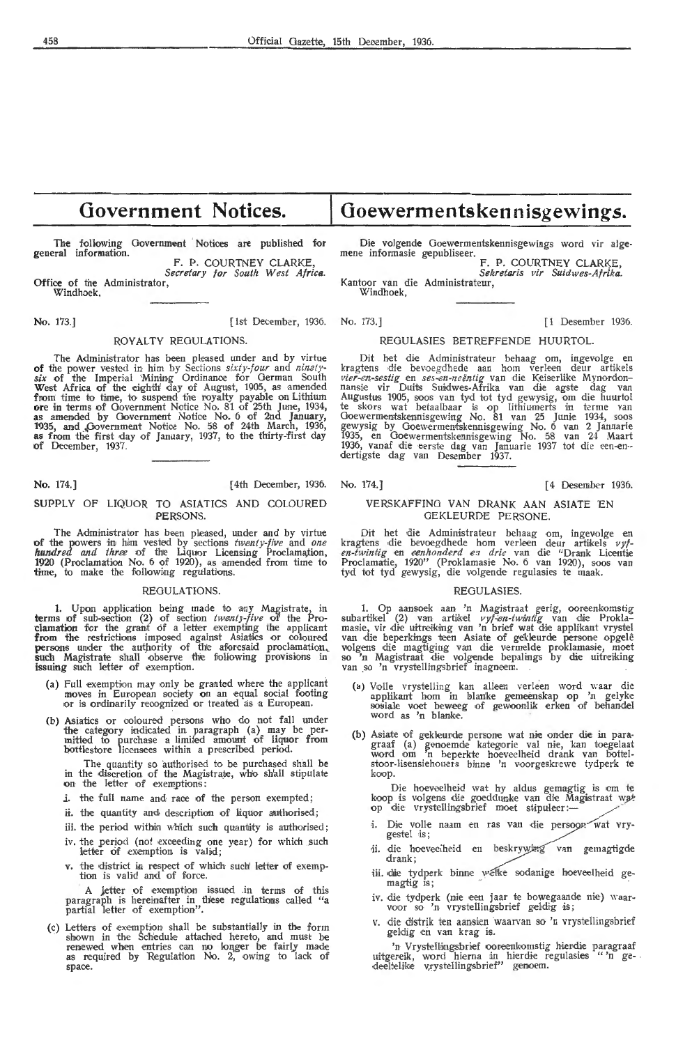# Government Notices.

The following Government Notices are published for general information.

F. P. COURTNEY CLARKE,
*Secretary for South West Africa.*

Office of the Administrator,
Windhoek.

---

No. 173.] [1st December, 1936.

## ROYALTY REGULATIONS.

The Administrator has been pleased under and by virtue of the power vested in him by Sections *sixty-four* and *ninety-six* of the Imperial Mining Ordinance for German South West Africa of the eighth day of August, 1905, as amended from time to time, to suspend the royalty payable on Lithium ore in terms of Government Notice No. 81 of 25th June, 1934, as amended by Government Notice No. 6 of 2nd January, 1935, and Government Notice No. 58 of 24th March, 1936, as from the first day of January, 1937, to the thirty-first day of December, 1937.

---

No. 174.] [4th December, 1936.

## SUPPLY OF LIQUOR TO ASIATICS AND COLOURED PERSONS.

The Administrator has been pleased, under and by virtue of the powers in him vested by sections *twenty-five* and *one hundred and three* of the Liquor Licensing Proclamation, 1920 (Proclamation No. 6 of 1920), as amended from time to time, to make the following regulations.

### REGULATIONS.

1. Upon application being made to any Magistrate, in terms of sub-section (2) of section *twenty-five* of the Proclamation for the grant of a letter exempting the applicant from the restrictions imposed against Asiatics or coloured persons under the authority of the aforesaid proclamation, such Magistrate shall observe the following provisions in issuing such letter of exemption.

(a) Full exemption may only be granted where the applicant moves in European society on an equal social footing or is ordinarily recognized or treated as a European.

(b) Asiatics or coloured persons who do not fall under the category indicated in paragraph (a) may be permitted to purchase a limited amount of liquor from bottlestore licensees within a prescribed period.

The quantity so authorised to be purchased shall be in the discretion of the Magistrate, who shall stipulate on the letter of exemptions:

i. the full name and race of the person exempted;

ii. the quantity and description of liquor authorised;

iii. the period within which such quantity is authorised;

iv. the period (not exceeding one year) for which such letter of exemption is valid;

v. the district in respect of which such letter of exemption is valid and of force.

A letter of exemption issued in terms of this paragraph is hereinafter in these regulations called "a partial letter of exemption".

(c) Letters of exemption shall be substantially in the form shown in the Schedule attached hereto, and must be renewed when entries can no longer be fairly made as required by Regulation No. 2, owing to lack of space.

# Goewermentskennisgewings.

Die volgende Goewermentskennisgewings word vir algemene informasie gepubliseer.

F. P. COURTNEY CLARKE,
*Sekretaris vir Suidwes-Afrika.*

Kantoor van die Administrateur,
Windhoek,

---

No. 173.] [1 Desember 1936.

## REGULASIES BETREFFENDE HUURTOL.

Dit het die Administrateur behaag om, ingevolge en kragtens die bevoegdhede aan hom verleen deur artikels *vier-en-sestig* en *ses-en-neëntig* van die Keiserlike Mynordonnansie vir Duits Suidwes-Afrika van die agste dag van Augustus 1905, soos van tyd tot tyd gewysig, om die huurtol te skors wat betaalbaar is op lithiumerts in terme van Goewermentskennisgewing No. 81 van 25 Junie 1934, soos gewysig by Goewermentskennisgewing No. 6 van 2 Januarie 1935, en Goewermentskennisgewing No. 58 van 24 Maart 1936, vanaf die eerste dag van Januarie 1937 tot die een-en-dertigste dag van Desember 1937.

---

No. 174.] [4 Desember 1936.

## VERSKAFFING VAN DRANK AAN ASIATE EN GEKLEURDE PERSONE.

Dit het die Administrateur behaag om, ingevolge en kragtens die bevoegdhede hom verleen deur artikels *vyf-en-twintig* en *eenhonderd en drie* van die "Drank Licentie Proclamatie, 1920" (Proklamasie No. 6 van 1920), soos van tyd tot tyd gewysig, die volgende regulasies te maak.

### REGULASIES.

1. Op aansoek aan 'n Magistraat gerig, ooreenkomstig subartikel (2) van artikel *vyf-en-twintig* van die Proklamasie, vir die uitreiking van 'n brief wat die applikant vrystel van die beperkings teen Asiate of gekleurde persone opgelê volgens die magtiging van die vermelde proklamasie, moet so 'n Magistraat die volgende bepalings by die uitreiking van so 'n vrystellingsbrief inagneem.

(a) Volle vrystelling kan alleen verleen word waar die applikant hom in blanke gemeenskap op 'n gelyke sosiale voet beweeg of gewoonlik erken of behandel word as 'n blanke.

(b) Asiate of gekleurde persone wat nie onder die in paragraaf (a) genoemde kategorie val nie, kan toegelaat word om 'n beperkte hoeveelheid drank van bottelstoor-lisensiehouers binne 'n voorgeskrewe tydperk te koop.

Die hoeveelheid wat hy aldus gemagtig is om te koop is volgens die goeddunke van die Magistraat wat op die vrystellingsbrief moet stipuleer:—

i. Die volle naam en ras van die persoon wat vrygestel is;

ii. die hoeveelheid en beskrywing van gemagtigde drank;

iii. die tydperk binne welke sodanige hoeveelheid gemagtig is;

iv. die tydperk (nie een jaar te bowegaande nie) waarvoor so 'n vrystellingsbrief geldig is;

v. die distrik ten aansien waarvan so 'n vrystellingsbrief geldig en van krag is.

'n Vrystellingsbrief ooreenkomstig hierdie paragraaf uitgereik, word hierna in hierdie regulasies "'n gedeeltelike vrystellingsbrief" genoem.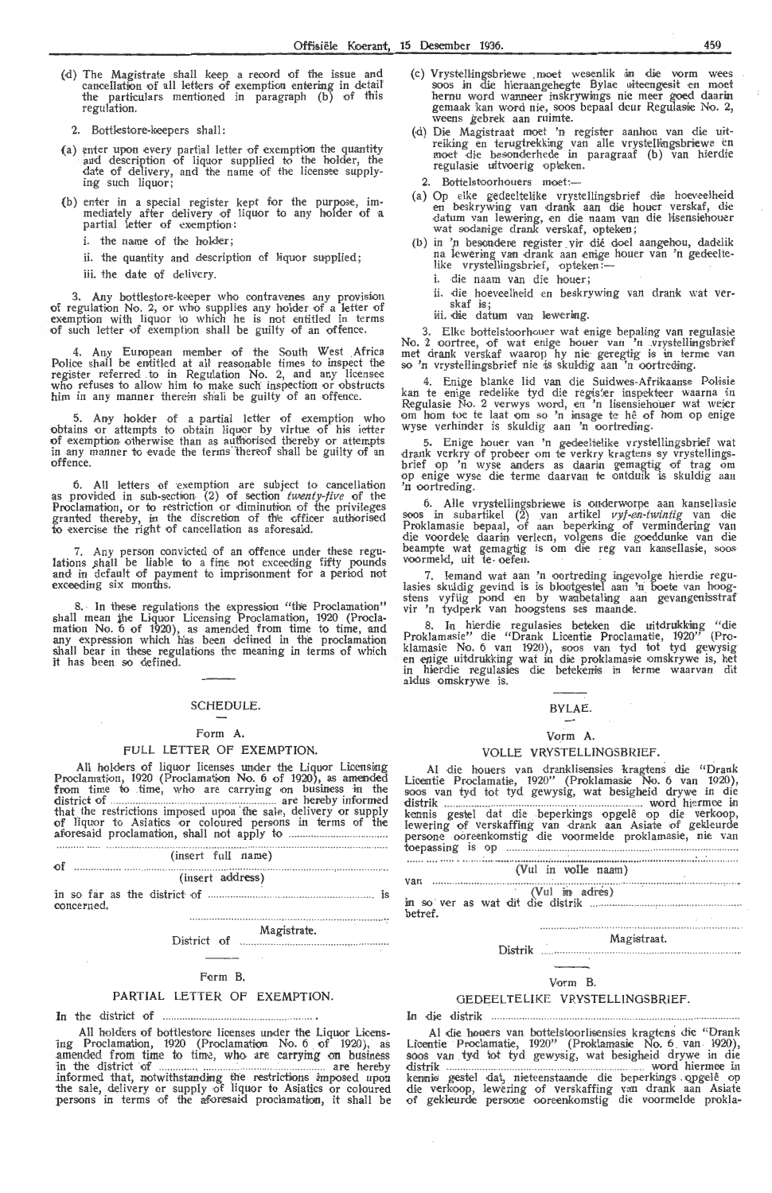(d) The Magistrate shall keep a record of the issue and cancellation of all letters of exemption entering in detail the particulars mentioned in paragraph (b) of this regulation.

2. Bottlestore-keepers shall:

(a) enter upon every partial letter of exemption the quantity and description of liquor supplied to the holder, the date of delivery, and the name of the licensee supplying such liquor;

(b) enter in a special register kept for the purpose, immediately after delivery of liquor to any holder of a partial letter of exemption:

i. the name of the holder;

ii. the quantity and description of liquor supplied;

iii. the date of delivery.

3. Any bottlestore-keeper who contravenes any provision of regulation No. 2, or who supplies any holder of a letter of exemption with liquor to which he is not entitled in terms of such letter of exemption shall be guilty of an offence.

4. Any European member of the South West Africa Police shall be entitled at all reasonable times to inspect the register referred to in Regulation No. 2, and any licensee who refuses to allow him to make such inspection or obstructs him in any manner therein shall be guilty of an offence.

5. Any holder of a partial letter of exemption who obtains or attempts to obtain liquor by virtue of his letter of exemption otherwise than as authorised thereby or attempts in any manner to evade the terms thereof shall be guilty of an offence.

6. All letters of exemption are subject to cancellation as provided in sub-section (2) of section *twenty-five* of the Proclamation, or to restriction or diminution of the privileges granted thereby, in the discretion of the officer authorised to exercise the right of cancellation as aforesaid.

7. Any person convicted of an offence under these regulations shall be liable to a fine not exceeding fifty pounds and in default of payment to imprisonment for a period not exceeding six months.

8. In these regulations the expression "the Proclamation" shall mean the Liquor Licensing Proclamation, 1920 (Proclamation No. 6 of 1920), as amended from time to time, and any expression which has been defined in the proclamation shall bear in these regulations the meaning in terms of which it has been so defined.

## SCHEDULE.

### Form A.

### FULL LETTER OF EXEMPTION.

All holders of liquor licenses under the Liquor Licensing Proclamation, 1920 (Proclamation No. 6 of 1920), as amended from time to time, who are carrying on business in the district of ........................................ are hereby informed that the restrictions imposed upon the sale, delivery or supply of liquor to Asiatics or coloured persons in terms of the aforesaid proclamation, shall not apply to ........................................

(insert full name)

of ........................................

(insert address)

in so far as the district of ........................................ is concerned.

........................................
Magistrate.

District of ........................................

### Form B.

### PARTIAL LETTER OF EXEMPTION.

In the district of ........................................

All holders of bottlestore licenses under the Liquor Licensing Proclamation, 1920 (Proclamation No. 6 of 1920), as amended from time to time, who are carrying on business in the district of ........................................ are hereby informed that, notwithstanding the restrictions imposed upon the sale, delivery or supply of liquor to Asiatics or coloured persons in terms of the aforesaid proclamation, it shall be

(c) Vrystellingsbriewe moet wesenlik in die vorm wees soos in die hieraangehegte Bylae uiteengesit en moet hernu word wanneer inskrywings nie meer goed daarin gemaak kan word nie, soos bepaal deur Regulasie No. 2, weens gebrek aan ruimte.

(d) Die Magistraat moet 'n register aanhou van die uitreiking en terugtrekking van alle vrystellingsbriewe en moet die besonderhede in paragraaf (b) van hierdie regulasie uitvoerig opteken.

2. Bottelstoorhouers moet:—

(a) Op elke gedeeltelike vrystellingsbrief die hoeveelheid en beskrywing van drank aan die houer verskaf, die datum van lewering, en die naam van die lisensiehouer wat sodanige drank verskaf, opteken;

(b) in 'n besondere register vir dié doel aangehou, dadelik na lewering van drank aan enige houer van 'n gedeeltelike vrystellingsbrief, opteken:—

i. die naam van die houer;

ii. die hoeveelheid en beskrywing van drank wat verskaf is;

iii. die datum van lewering.

3. Elke bottelstoorhouer wat enige bepaling van regulasie No. 2 oortree, of wat enige houer van 'n vrystellingsbrief met drank verskaf waarop hy nie geregtig is in terme van so 'n vrystellingsbrief nie is skuldig aan 'n oortreding.

4. Enige blanke lid van die Suidwes-Afrikaanse Polisie kan te enige redelike tyd die register inspekteer waarna in Regulasie No. 2 verwys word, en 'n lisensiehouer wat weier om hom toe te laat om so 'n insage te hê of hom op enige wyse verhinder is skuldig aan 'n oortreding.

5. Enige houer van 'n gedeeltelike vrystellingsbrief wat drank verkry of probeer om te verkry kragtens sy vrystellingsbrief op 'n wyse anders as daarin gemagtig of trag om op enige wyse die terme daarvan te ontduik is skuldig aan 'n oortreding.

6. Alle vrystellingsbriewe is onderworpe aan kansellasie soos in subartikel (2) van artikel *vyf-en-twintig* van die Proklamasie bepaal, of aan beperking of vermindering van die voordele daarin verleen, volgens die goeddunke van die beampte wat gemagtig is om die reg van kansellasie, soos voormeld, uit te oefen.

7. Iemand wat aan 'n oortreding ingevolge hierdie regulasies skuldig gevind is is blootgestel aan 'n boete van hoogstens vyftig pond en by wanbetaling aan gevangenisstraf vir 'n tydperk van hoogstens ses maande.

8. In hierdie regulasies beteken die uitdrukking "die Proklamasie" die "Drank Licentie Proclamatie, 1920" (Proklamasie No. 6 van 1920), soos van tyd tot tyd gewysig en enige uitdrukking wat in die proklamasie omskrywe is, het in hierdie regulasies die betekenis in terme waarvan dit aldus omskrywe is.

## BYLAE.

### Vorm A.

### VOLLE VRYSTELLINGSBRIEF.

Al die houers van dranklisensies kragtens die "Drank Licentie Proclamatie, 1920" (Proklamasie No. 6 van 1920), soos van tyd tot tyd gewysig, wat besigheid drywe in die distrik ........................................ word hiermee in kennis gestel dat die beperkings opgelê op die verkoop, lewering of verskaffing van drank aan Asiate of gekleurde persone ooreenkomstig die voormelde proklamasie, nie van toepassing is op ........................................

(Vul in volle naam)

van ........................................

(Vul in adres)

in so ver as wat dit die distrik ........................................ betref.

........................................
Magistraat.

Distrik ........................................

### Vorm B.

### GEDEELTELIKE VRYSTELLINGSBRIEF.

In die distrik ........................................

Al die houers van bottelstoorlisensies kragtens die "Drank Licentie Proclamatie, 1920" (Proklamasie No. 6 van 1920), soos van tyd tot tyd gewysig, wat besigheid drywe in die distrik ........................................ word hiermee in kennis gestel dat, nieteenstaande die beperkings opgelê op die verkoop, lewering of verskaffing van drank aan Asiate of gekleurde persone ooreenkomstig die voormelde prokla-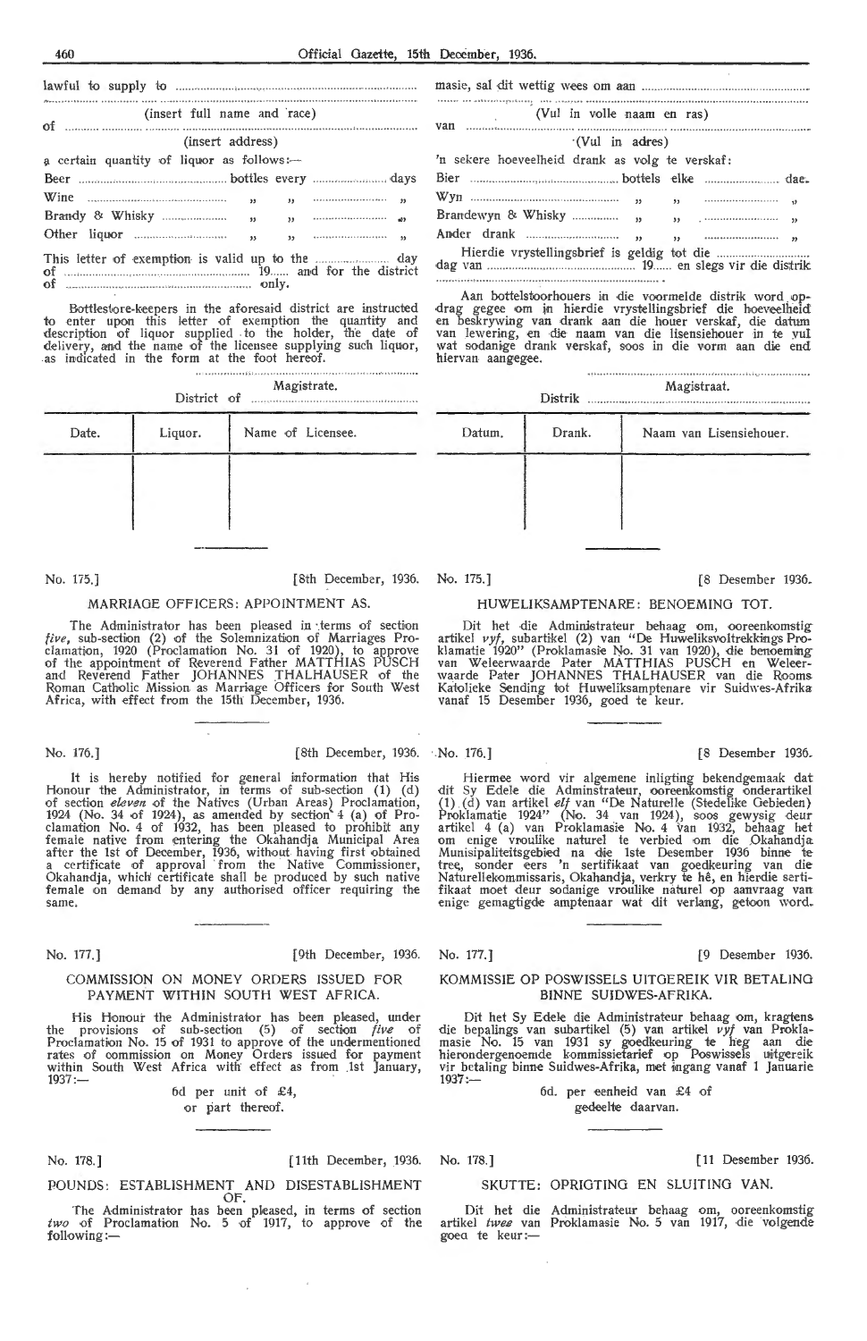lawful to supply to ..............................................................................

(insert full name and race)

of ..............................................................................

(insert address)

a certain quantity of liquor as follows:—

Beer .............................. bottles every .............. days

Wine .............................. „ „ .............. „

Brandy & Whisky .............. „ „ .............. „

Other liquor .............. „ „ .............. „

This letter of exemption is valid up to the .............. day of .............................. 19...... and for the district of .............................. only.

Bottlestore-keepers in the aforesaid district are instructed to enter upon this letter of exemption the quantity and description of liquor supplied to the holder, the date of delivery, and the name of the licensee supplying such liquor, as indicated in the form at the foot hereof.

..............................
Magistrate.

District of ..............................

| Date. | Liquor. | Name of Licensee. |
|---|---|---|
| | | |

masie, sal dit wettig wees om aan ..............................................................................

(Vul in volle naam en ras)

van ..............................................................................

(Vul in adres)

'n sekere hoeveelheid drank as volg te verskaf:

Bier .............................. bottels elke .............. dae.

Wyn .............................. „ „ .............. „

Brandewyn & Whisky .............. „ „ .............. „

Ander drank .............. „ „ .............. „

Hierdie vrystellingsbrief is geldig tot die .............. dag van .............................. 19...... en slegs vir die distrik ..............................

Aan bottelstoorhouers in die voormelde distrik word opdrag gegee om in hierdie vrystellingsbrief die hoeveelheid en beskrywing van drank aan die houer verskaf, die datum van lewering, en die naam van die lisensiehouer in te vul wat sodanige drank verskaf, soos in die vorm aan die end hiervan aangegee.

..............................
Magistraat.

Distrik ..............................

| Datum. | Drank. | Naam van Lisensiehouer. |
|---|---|---|
| | | |

No. 175.] [8th December, 1936.

## MARRIAGE OFFICERS: APPOINTMENT AS.

The Administrator has been pleased in terms of section *five*, sub-section (2) of the Solemnization of Marriages Proclamation, 1920 (Proclamation No. 31 of 1920), to approve of the appointment of Reverend Father MATTHIAS PUSCH and Reverend Father JOHANNES THALHAUSER of the Roman Catholic Mission as Marriage Officers for South West Africa, with effect from the 15th December, 1936.

No. 175.] [8 Desember 1936.

## HUWELIKSAMPTENARE: BENOEMING TOT.

Dit het die Administrateur behaag om, ooreenkomstig artikel *vyf*, subartikel (2) van "De Huweliksvoltrekkings Proklamatie 1920" (Proklamasie No. 31 van 1920), die benoeming van Weleerwaarde Pater MATTHIAS PUSCH en Weleerwaarde Pater JOHANNES THALHAUSER van die Rooms Katolieke Sending tot Huweliksamptenare vir Suidwes-Afrika vanaf 15 Desember 1936, goed te keur.

No. 176.] [8th December, 1936.

It is hereby notified for general information that His Honour the Administrator, in terms of sub-section (1) (d) of section *eleven* of the Natives (Urban Areas) Proclamation, 1924 (No. 34 of 1924), as amended by section 4 (a) of Proclamation No. 4 of 1932, has been pleased to prohibit any female native from entering the Okahandja Municipal Area after the 1st of December, 1936, without having first obtained a certificate of approval from the Native Commissioner, Okahandja, which certificate shall be produced by such native female on demand by any authorised officer requiring the same.

No. 176.] [8 Desember 1936.

Hiermee word vir algemene inligting bekendgemaak dat dit Sy Edele die Adminstrateur, ooreenkomstig onderartikel (1) (d) van artikel *elf* van "De Naturelle (Stedelike Gebieden) Proklamatie 1924" (No. 34 van 1924), soos gewysig deur artikel 4 (a) van Proklamasie No. 4 van 1932, behaag het om enige vroulike naturel te verbied om die Okahandja Munisipaliteitsgebied na die 1ste Desember 1936 binne te tree, sonder eers 'n sertifikaat van goedkeuring van die Naturellekommissaris, Okahandja, verkry te hê, en hierdie sertifikaat moet deur sodanige vroulike naturel op aanvraag van enige gemagtigde amptenaar wat dit verlang, getoon word.

No. 177.] [9th December, 1936.

## COMMISSION ON MONEY ORDERS ISSUED FOR PAYMENT WITHIN SOUTH WEST AFRICA.

His Honour the Administrator has been pleased, under the provisions of sub-section (5) of section *five* of Proclamation No. 15 of 1931 to approve of the undermentioned rates of commission on Money Orders issued for payment within South West Africa with effect as from 1st January, 1937:—

6d per unit of £4,
or part thereof.

No. 177.] [9 Desember 1936.

## KOMMISSIE OP POSWISSELS UITGEREIK VIR BETALING BINNE SUIDWES-AFRIKA.

Dit het Sy Edele die Administrateur behaag om, kragtens die bepalings van subartikel (5) van artikel *vyf* van Proklamasie No. 15 van 1931 sy goedkeuring te heg aan die hierondergenoemde kommissietarief op Poswissels uitgereik vir betaling binne Suidwes-Afrika, met ingang vanaf 1 Januarie 1937:—

6d. per eenheid van £4 of
gedeelte daarvan.

No. 178.] [11th December, 1936.

## POUNDS: ESTABLISHMENT AND DISESTABLISHMENT OF.

The Administrator has been pleased, in terms of section *two* of Proclamation No. 5 of 1917, to approve of the following:—

No. 178.] [11 Desember 1936.

## SKUTTE: OPRIGTING EN SLUITING VAN.

Dit het die Administrateur behaag om, ooreenkomstig artikel *twee* van Proklamasie No. 5 van 1917, die volgende goed te keur:—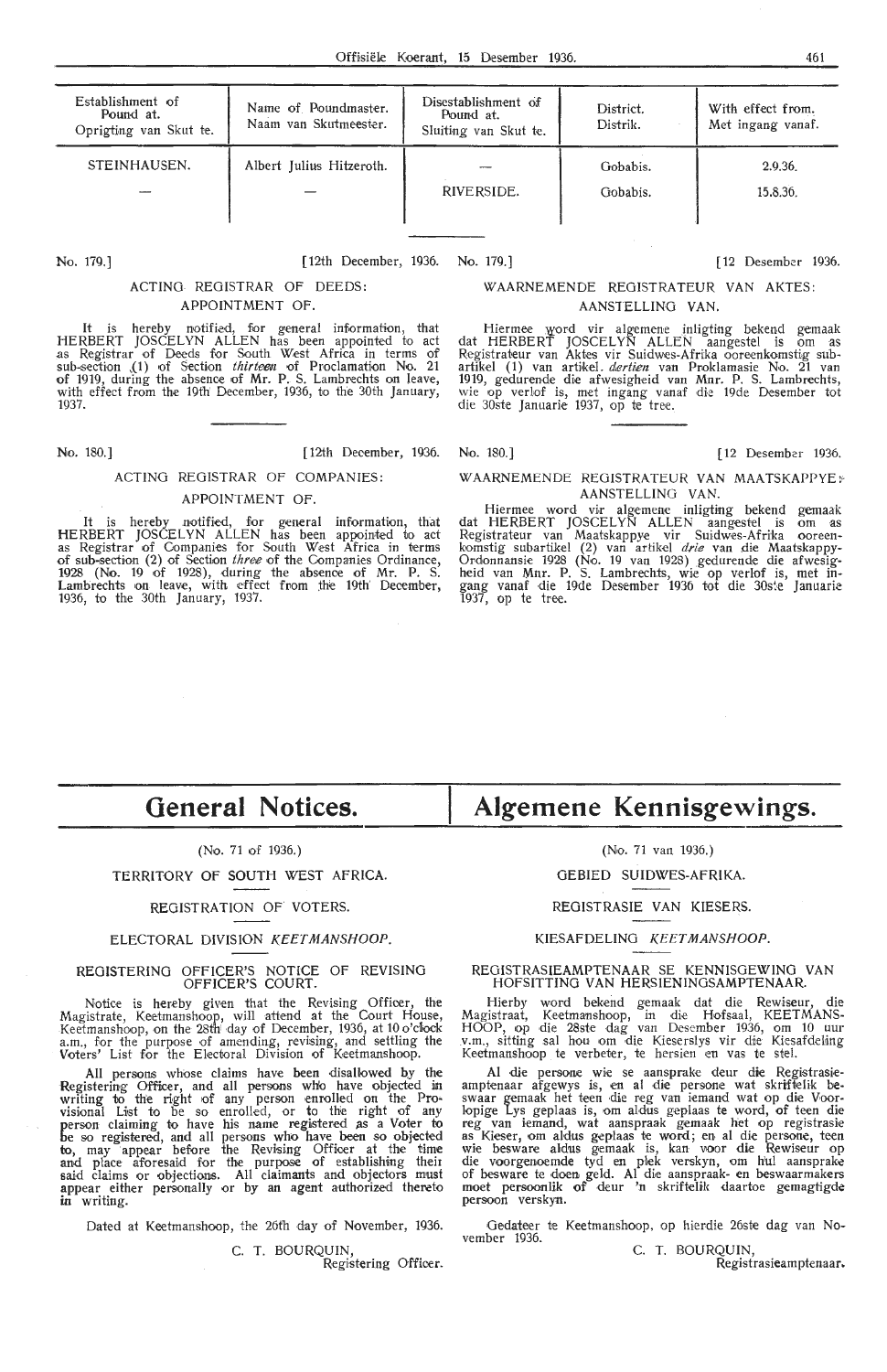| Establishment of Pound at. Oprigting van Skut te. | Name of Poundmaster. Naam van Skutmeester. | Disestablishment of Pound at. Sluiting van Skut te. | District. Distrik. | With effect from. Met ingang vanaf. |
|---|---|---|---|---|
| STEINHAUSEN. | Albert Julius Hitzeroth. | — | Gobabis. | 2.9.36. |
| — | — | RIVERSIDE. | Gobabis. | 15.8.36. |

No. 179.] [12th December, 1936.

ACTING REGISTRAR OF DEEDS: APPOINTMENT OF.

It is hereby notified, for general information, that HERBERT JOSCELYN ALLEN has been appointed to act as Registrar of Deeds for South West Africa in terms of sub-section (1) of Section *thirteen* of Proclamation No. 21 of 1919, during the absence of Mr. P. S. Lambrechts on leave, with effect from the 19th December, 1936, to the 30th January, 1937.

No. 179.] [12 Desember 1936.

WAARNEMENDE REGISTRATEUR VAN AKTES: AANSTELLING VAN.

Hiermee word vir algemene inligting bekend gemaak dat HERBERT JOSCELYN ALLEN aangestel is om as Registrateur van Aktes vir Suidwes-Afrika ooreenkomstig subartikel (1) van artikel *dertien* van Proklamasie No. 21 van 1919, gedurende die afwesigheid van Mnr. P. S. Lambrechts, wie op verlof is, met ingang vanaf die 19de Desember tot die 30ste Januarie 1937, op te tree.

No. 180.] [12th December, 1936.

ACTING REGISTRAR OF COMPANIES: APPOINTMENT OF.

It is hereby notified, for general information, that HERBERT JOSCELYN ALLEN has been appointed to act as Registrar of Companies for South West Africa in terms of sub-section (2) of Section *three* of the Companies Ordinance, 1928 (No. 19 of 1928), during the absence of Mr. P. S. Lambrechts on leave, with effect from the 19th December, 1936, to the 30th January, 1937.

No. 180.] [12 Desember 1936.

WAARNEMENDE REGISTRATEUR VAN MAATSKAPPYE: AANSTELLING VAN.

Hiermee word vir algemene inligting bekend gemaak dat HERBERT JOSCELYN ALLEN aangestel is om as Registrateur van Maatskappye vir Suidwes-Afrika ooreenkomstig subartikel (2) van artikel *drie* van die Maatskappy-Ordonnansie 1928 (No. 19 van 1928) gedurende die afwesigheid van Mnr. P. S. Lambrechts, wie op verlof is, met ingang vanaf die 19de Desember 1936 tot die 30ste Januarie 1937, op te tree.

# General Notices.

(No. 71 of 1936.)

TERRITORY OF SOUTH WEST AFRICA.

REGISTRATION OF VOTERS.

ELECTORAL DIVISION *KEETMANSHOOP*.

REGISTERING OFFICER'S NOTICE OF REVISING OFFICER'S COURT.

Notice is hereby given that the Revising Officer, the Magistrate, Keetmanshoop, will attend at the Court House, Keetmanshoop, on the 28th day of December, 1936, at 10 o'clock a.m., for the purpose of amending, revising, and settling the Voters' List for the Electoral Division of Keetmanshoop.

All persons whose claims have been disallowed by the Registering Officer, and all persons who have objected in writing to the right of any person enrolled on the Provisional List to be so enrolled, or to the right of any person claiming to have his name registered as a Voter to be so registered, and all persons who have been so objected to, may appear before the Revising Officer at the time and place aforesaid for the purpose of establishing their said claims or objections. All claimants and objectors must appear either personally or by an agent authorized thereto in writing.

Dated at Keetmanshoop, the 26th day of November, 1936.

C. T. BOURQUIN,
Registering Officer.

# Algemene Kennisgewings.

(No. 71 van 1936.)

GEBIED SUIDWES-AFRIKA.

REGISTRASIE VAN KIESERS.

KIESAFDELING *KEETMANSHOOP*.

REGISTRASIEAMPTENAAR SE KENNISGEWING VAN HOFSITTING VAN HERSIENINGSAMPTENAAR.

Hierby word bekend gemaak dat die Rewiseur, die Magistraat, Keetmanshoop, in die Hofsaal, KEETMANSHOOP, op die 28ste dag van Desember 1936, om 10 uur v.m., sitting sal hou om die Kieserslys vir die Kiesafdeling Keetmanshoop te verbeter, te hersien en vas te stel.

Al die persone wie se aansprake deur die Registrasieamptenaar afgewys is, en al die persone wat skriftelik beswaar gemaak het teen die reg van iemand wat op die Voorlopige Lys geplaas is, om aldus geplaas te word, of teen die reg van iemand, wat aanspraak gemaak het op registrasie as Kieser, om aldus geplaas te word; en al die persone, teen wie besware aldus gemaak is, kan voor die Rewiseur op die voorgenoemde tyd en plek verskyn, om hul aansprake of besware te doen geld. Al die aanspraak- en beswaarmakers moet persoonlik of deur 'n skriftelik daartoe gemagtigde persoon verskyn.

Gedateer te Keetmanshoop, op hierdie 26ste dag van November 1936.

C. T. BOURQUIN,
Registrasieamptenaar.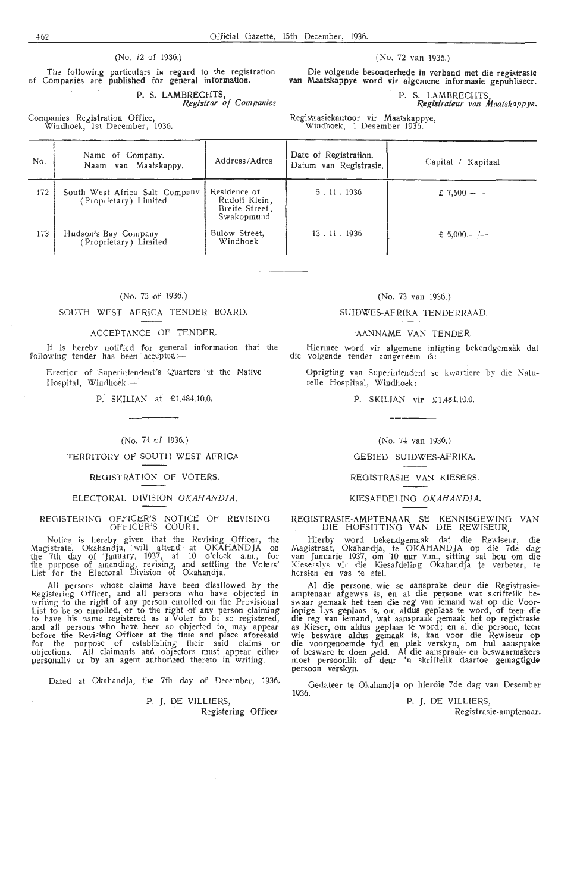(No. 72 of 1936.)

The following particulars in regard to the registration of Companies are published for general information.

P. S. LAMBRECHTS,
*Registrar of Companies*

Companies Registration Office,
Windhoek, 1st December, 1936.

(No. 72 van 1936.)

**Die volgende besonderhede in verband met die registrasie van Maatskappye word vir algemene informasie gepubliseer.**

P. S. LAMBRECHTS,
***Registrateur van Maatskappye.***

Registrasiekantoor vir Maatskappye,
Windhoek, 1 Desember 1936.

| No. | Name of Company. Naam van Maatskappy. | Address/Adres | Date of Registration. Datum van Registrasie. | Capital / Kapitaal |
|---|---|---|---|---|
| 172 | South West Africa Salt Company (Proprietary) Limited | Residence of Rudolf Klein, Breite Street, Swakopmund | 5 . 11 . 1936 | £ 7,500 — — |
| 173 | Hudson's Bay Company (Proprietary) Limited | Bulow Street, Windhoek | 13 . 11 . 1936 | £ 5,000 —/— |

---

(No. 73 of 1936.)

SOUTH WEST AFRICA TENDER BOARD.

ACCEPTANCE OF TENDER.

It is hereby notified for general information that the following tender has been accepted:—

Erection of Superintendent's Quarters at the Native Hospital, Windhoek:—

P. SKILIAN at £1,484.10.0.

(No. 73 van 1936.)

SUIDWES-AFRIKA TENDERRAAD.

AANNAME VAN TENDER.

Hiermee word vir algemene inligting bekendgemaak dat die volgende tender aangeneem is:—

Oprigting van Superintendent se kwartiere by die Naturelle Hospitaal, Windhoek:—

P. SKILIAN vir £1,484.10.0.

---

(No. 74 of 1936.)

TERRITORY OF SOUTH WEST AFRICA

REGISTRATION OF VOTERS.

ELECTORAL DIVISION *OKAHANDJA*.

REGISTERING OFFICER'S NOTICE OF REVISING OFFICER'S COURT.

Notice is hereby given that the Revising Officer, the Magistrate, Okahandja, will attend at OKAHANDJA on the 7th day of January, 1937, at 10 o'clock a.m., for the purpose of amending, revising, and settling the Voters' List for the Electoral Division of Okahandja.

All persons whose claims have been disallowed by the Registering Officer, and all persons who have objected in writing to the right of any person enrolled on the Provisional List to be so enrolled, or to the right of any person claiming to have his name registered as a Voter to be so registered, and all persons who have been so objected to, may appear before the Revising Officer at the time and place aforesaid for the purpose of establishing their said claims or objections. All claimants and objectors must appear either personally or by an agent authorized thereto in writing.

Dated at Okahandja, the 7th day of December, 1936.

P. J. DE VILLIERS,
Registering Officer

(No. 74 van 1936.)

GEBIED SUIDWES-AFRIKA.

REGISTRASIE VAN KIESERS.

KIESAFDELING *OKAHANDJA*.

REGISTRASIE-AMPTENAAR SE KENNISGEWING VAN DIE HOFSITTING VAN DIE REWISEUR.

Hierby word bekendgemaak dat die Rewiseur, die Magistraat, Okahandja, te OKAHANDJA op die 7de dag van Januarie 1937, om 10 uur v.m., sitting sal hou om die Kieserslys vir die Kiesafdeling Okahandja te verbeter, te hersien en vas te stel.

**Al die persone wie se aansprake deur die Registrasie-amptenaar afgewys is, en al die persone wat skriftelik beswaar gemaak het teen die reg van iemand wat op die Voorlopige Lys geplaas is, om aldus geplaas te word, of teen die die reg van iemand, wat aanspraak gemaak het op registrasie as Kieser, om aldus geplaas te word; en al die persone, teen wie besware aldus gemaak is, kan voor die Rewiseur op die voorgenoemde tyd en plek verskyn, om hul aansprake of besware te doen geld. Al die aanspraak- en beswaarmakers moet persoonlik of deur 'n skriftelik daartoe gemagtigde persoon verskyn.**

Gedateer te Okahandja op hierdie 7de dag van Desember 1936.

P. J. DE VILLIERS,
Registrasie-amptenaar.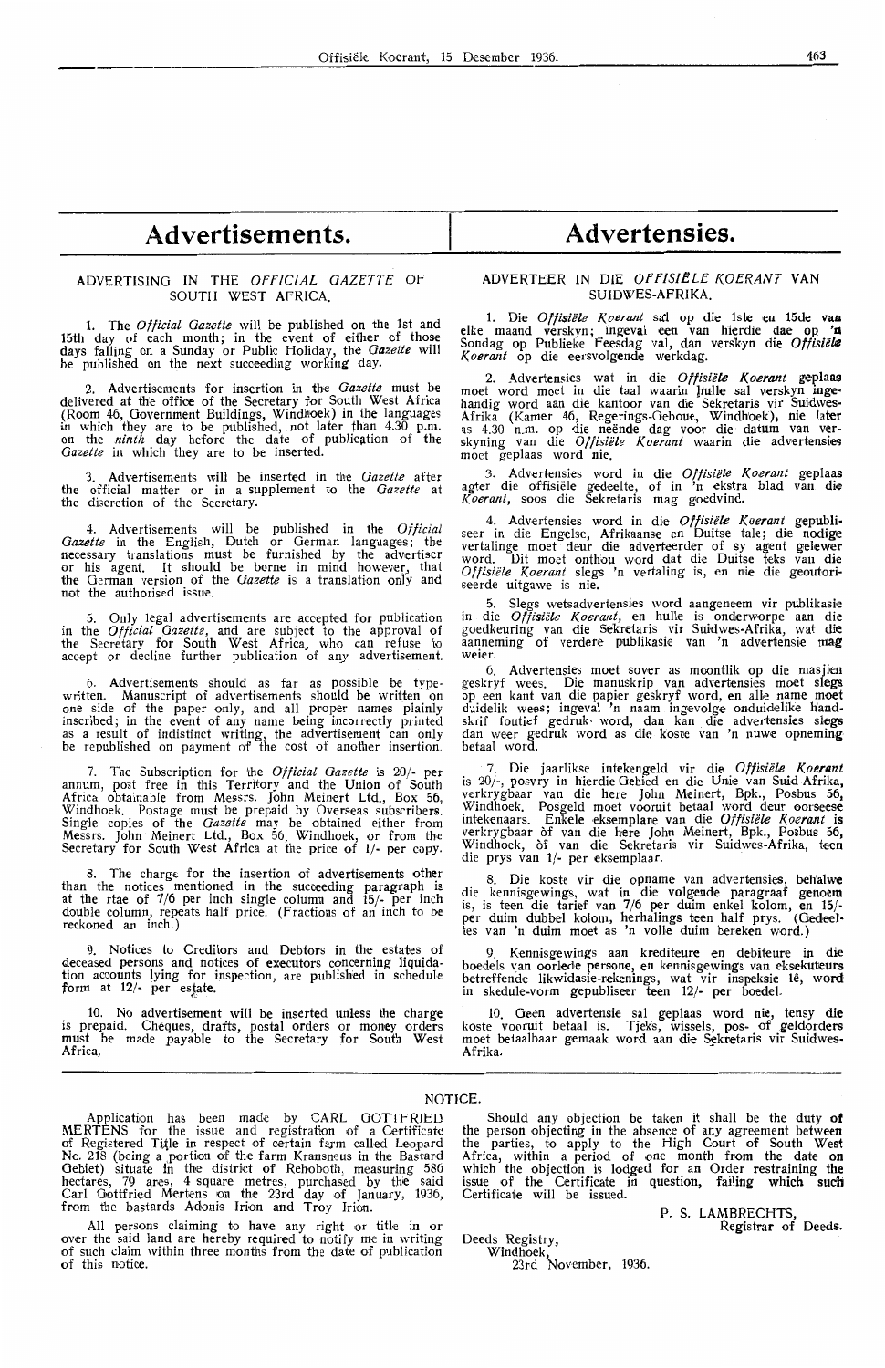# Advertisements.

## ADVERTISING IN THE *OFFICIAL GAZETTE* OF SOUTH WEST AFRICA.

1. The *Official Gazette* will be published on the 1st and 15th day of each month; in the event of either of those days falling on a Sunday or Public Holiday, the *Gazette* will be published on the next succeeding working day.

2. Advertisements for insertion in the *Gazette* must be delivered at the office of the Secretary for South West Africa (Room 46, Government Buildings, Windhoek) in the languages in which they are to be published, not later than 4.30 p.m. on the *ninth* day before the date of publication of the *Gazette* in which they are to be inserted.

3. Advertisements will be inserted in the *Gazette* after the official matter or in a supplement to the *Gazette* at the discretion of the Secretary.

4. Advertisements will be published in the *Official Gazette* in the English, Dutch or German languages; the necessary translations must be furnished by the advertiser or his agent. It should be borne in mind however, that the German version of the *Gazette* is a translation only and not the authorised issue.

5. Only legal advertisements are accepted for publication in the *Official Gazette*, and are subject to the approval of the Secretary for South West Africa, who can refuse to accept or decline further publication of any advertisement.

6. Advertisements should as far as possible be typewritten. Manuscript of advertisements should be written on one side of the paper only, and all proper names plainly inscribed; in the event of any name being incorrectly printed as a result of indistinct writing, the advertisement can only be republished on payment of the cost of another insertion.

7. The Subscription for the *Official Gazette* is 20/- per annum, post free in this Territory and the Union of South Africa obtainable from Messrs. John Meinert Ltd., Box 56, Windhoek. Postage must be prepaid by Overseas subscribers. Single copies of the *Gazette* may be obtained either from Messrs. John Meinert Ltd., Box 56, Windhoek, or from the Secretary for South West Africa at the price of 1/- per copy.

8. The charge for the insertion of advertisements other than the notices mentioned in the succeeding paragraph is at the rtae of 7/6 per inch single column and 15/- per inch double column, repeats half price. (Fractions of an inch to be reckoned an inch.)

9. Notices to Creditors and Debtors in the estates of deceased persons and notices of executors concerning liquidation accounts lying for inspection, are published in schedule form at 12/- per estate.

10. No advertisement will be inserted unless the charge is prepaid. Cheques, drafts, postal orders or money orders must be made payable to the Secretary for South West Africa.

# Advertensies.

## ADVERTEER IN DIE *OFFISIËLE KOERANT* VAN SUIDWES-AFRIKA.

1. Die *Offisiële Koerant* sal op die 1ste en 15de van elke maand verskyn; ingeval een van hierdie dae op 'n Sondag op Publieke Feesdag val, dan verskyn die *Offisiële Koerant* op die eersvolgende werkdag.

2. Advertensies wat in die *Offisiële Koerant* geplaas moet word moet in die taal waarin hulle sal verskyn ingehandig word aan die kantoor van die Sekretaris vir Suidwes-Afrika (Kamer 46, Regerings-Geboue, Windhoek), nie later as 4.30 n.m. op die neënde dag voor die datum van verskyning van die *Offisiële Koerant* waarin die advertensies moet geplaas word nie.

3. Advertensies word in die *Offisiële Koerant* geplaas agter die offisiële gedeelte, of in 'n ekstra blad van die *Koerant*, soos die Sekretaris mag goedvind.

4. Advertensies word in die *Offisiële Koerant* gepubliseer in die Engelse, Afrikaanse en Duitse tale; die nodige vertalinge moet deur die adverteerder of sy agent gelewer word. Dit moet onthou word dat die Duitse teks van die *Offisiële Koerant* slegs 'n vertaling is, en nie die geoutoriseerde uitgawe is nie.

5. Slegs wetsadvertensies word aangeneem vir publikasie in die *Offisiële Koerant*, en hulle is onderworpe aan die goedkeuring van die Sekretaris vir Suidwes-Afrika, wat die aanneming of verdere publikasie van 'n advertensie mag weier.

6. Advertensies moet sover as moontlik op die masjien geskryf wees. Die manuskrip van advertensies moet slegs op een kant van die papier geskryf word, en alle name moet duidelik wees; ingeval 'n naam ingevolge onduidelike handskrif foutief gedruk word, dan kan die advertensies slegs dan weer gedruk word as die koste van 'n nuwe opneming betaal word.

7. Die jaarlikse intekengeld vir die *Offisiële Koerant* is 20/-, posvry in hierdie Gebied en die Unie van Suid-Afrika, verkrygbaar van die here John Meinert, Bpk., Posbus 56, Windhoek. Posgeld moet vooruit betaal word deur oorseese intekenaars. Enkele eksemplare van die *Offisiële Koerant* is verkrygbaar òf van die here John Meinert, Bpk., Posbus 56, Windhoek, òf van die Sekretaris vir Suidwes-Afrika, teen die prys van 1/- per eksemplaar.

8. Die koste vir die opname van advertensies, behalwe die kennisgewings, wat in die volgende paragraaf genoem is, is teen die tarief van 7/6 per duim enkel kolom, en 15/- per duim dubbel kolom, herhalings teen half prys. (Gedeeltes van 'n duim moet as 'n volle duim bereken word.)

9. Kennisgewings aan krediteure en debiteure in die boedels van oorlede persone, en kennisgewings van eksekuteurs betreffende likwidasie-rekenings, wat vir inspeksie lê, word in skedule-vorm gepubliseer teen 12/- per boedel.

10. Geen advertensie sal geplaas word nie, tensy die koste vooruit betaal is. Tjeks, wissels, pos- of geldorders moet betaalbaar gemaak word aan die Sekretaris vir Suidwes-Afrika.

## NOTICE.

Application has been made by CARL GOTTFRIED MERTENS for the issue and registration of a Certificate of Registered Title in respect of certain farm called Leopard No. 218 (being a portion of the farm Kransneus in the Bastard Gebiet) situate in the district of Rehoboth, measuring 586 hectares, 79 ares, 4 square metres, purchased by the said Carl Gottfried Mertens on the 23rd day of January, 1936, from the bastards Adonis Irion and Troy Irion.

All persons claiming to have any right or title in or over the said land are hereby required to notify me in writing of such claim within three months from the date of publication of this notice.

Should any objection be taken it shall be the duty of the person objecting in the absence of any agreement between the parties, to apply to the High Court of South West Africa, within a period of one month from the date on which the objection is lodged for an Order restraining the issue of the Certificate in question, failing which such Certificate will be issued.

P. S. LAMBRECHTS,
Registrar of Deeds.

Deeds Registry,
Windhoek,
23rd November, 1936.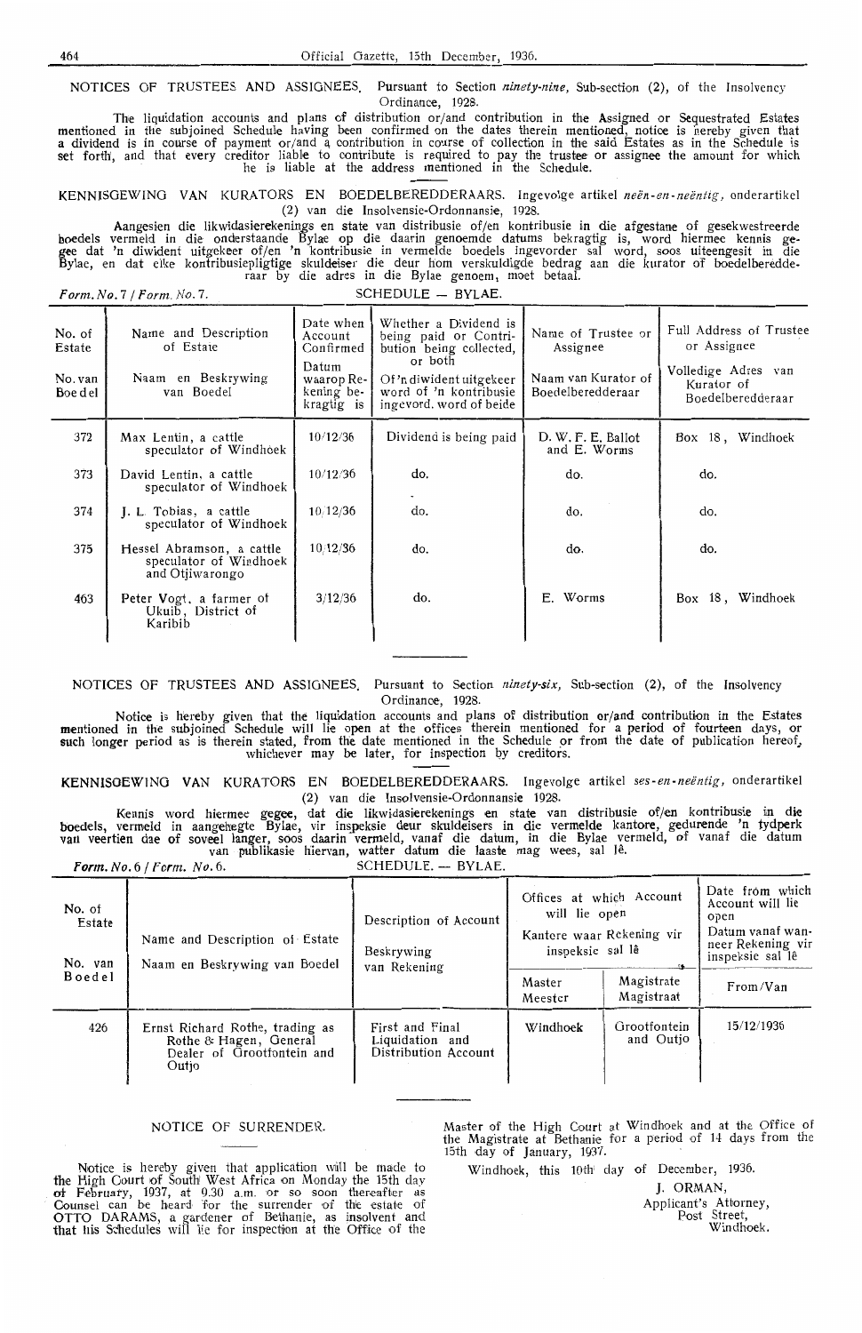NOTICES OF TRUSTEES AND ASSIGNEES. Pursuant to Section *ninety-nine*, Sub-section (2), of the Insolvency Ordinance, 1928.

The liquidation accounts and plans of distribution or/and contribution in the Assigned or Sequestrated Estates mentioned in the subjoined Schedule having been confirmed on the dates therein mentioned, notice is hereby given that a dividend is in course of payment or/and a contribution in course of collection in the said Estates as in the Schedule is set forth, and that every creditor liable to contribute is required to pay the trustee or assignee the amount for which he is liable at the address mentioned in the Schedule.

KENNISGEWING VAN KURATORS EN BOEDELBEREDDERAARS. Ingevolge artikel *neën-en-neëntig*, onderartikel (2) van die Insolvensie-Ordonnansie, 1928.

Aangesien die likwidasierekenings en state van distribusie of/en kontribusie in die afgestane of gesekwestreerde boedels vermeld in die onderstaande Bylae op die daarin genoemde datums bekragtig is, word hiermee kennis gegee dat 'n diwident uitgekeer of/en 'n kontribusie in vermelde boedels ingevorder sal word, soos uiteengesit in die Bylae, en dat elke kontribusiepligtige skuldeiser die deur hom verskuldigde bedrag aan die kurator of boedelberedderaar by die adres in die Bylae genoem, moet betaal.

*Form. No. 7 / Form. No. 7.* SCHEDULE — BYLAE.

| No. of Estate / No. van Boedel | Name and Description of Estate / Naam en Beskrywing van Boedel | Date when Account Confirmed / Datum waarop Rekening bekragtig is | Whether a Dividend is being paid or Contribution being collected, or both / Of 'n diwident uitgekeer word of 'n kontribusie ingevord. word of beide | Name of Trustee or Assignee / Naam van Kurator of Boedelberedderaar | Full Address of Trustee or Assignee / Volledige Adres van Kurator of Boedelberedderaar |
|---|---|---|---|---|---|
| 372 | Max Lentin, a cattle speculator of Windhoek | 10/12/36 | Dividend is being paid | D. W. F. E. Ballot and E. Worms | Box 18, Windhoek |
| 373 | David Lentin, a cattle speculator of Windhoek | 10/12/36 | do. | do. | do. |
| 374 | J. L. Tobias, a cattle speculator of Windhoek | 10/12/36 | do. | do. | do. |
| 375 | Hessel Abramson, a cattle speculator of Windhoek and Otjiwarongo | 10/12/36 | do. | do. | do. |
| 463 | Peter Vogt, a farmer of Ukuib, District of Karibib | 3/12/36 | do. | E. Worms | Box 18, Windhoek |

NOTICES OF TRUSTEES AND ASSIGNEES. Pursuant to Section *ninety-six*, Sub-section (2), of the Insolvency Ordinance, 1928.

Notice is hereby given that the liquidation accounts and plans of distribution or/and contribution in the Estates mentioned in the subjoined Schedule will lie open at the offices therein mentioned for a period of fourteen days, or such longer period as is therein stated, from the date mentioned in the Schedule or from the date of publication hereof, whichever may be later, for inspection by creditors.

KENNISGEWING VAN KURATORS EN BOEDELBEREDDERAARS. Ingevolge artikel *ses-en-neëntig*, onderartikel (2) van die Insolvensie-Ordonnansie 1928.

Kennis word hiermee gegee, dat die likwidasierekenings en state van distribusie of/en kontribusie in die boedels, vermeld in aangehegte Bylae, vir inspeksie deur skuldeisers in die vermelde kantore, gedurende 'n tydperk van veertien dae of soveel langer, soos daarin vermeld, vanaf die datum, in die Bylae vermeld, of vanaf die datum van publikasie hiervan, watter datum die laaste mag wees, sal lê.

*Form. No. 6 / Form. No. 6.* SCHEDULE. — BYLAE.

| No. of Estate / No. van Boedel | Name and Description of Estate / Naam en Beskrywing van Boedel | Description of Account / Beskrywing van Rekening | Offices at which Account will lie open / Kantore waar Rekening vir inspeksie sal lê | | Date from which Account will lie open / Datum vanaf wanneer Rekening vir inspeksie sal lê |
|---|---|---|---|---|---|
| | | | Master / Meester | Magistrate / Magistraat | From/Van |
| 426 | Ernst Richard Rothe, trading as Rothe & Hagen, General Dealer of Grootfontein and Outjo | First and Final Liquidation and Distribution Account | Windhoek | Grootfontein and Outjo | 15/12/1936 |

## NOTICE OF SURRENDER.

Notice is hereby given that application will be made to the High Court of South West Africa on Monday the 15th day of February, 1937, at 9.30 a.m. or so soon thereafter as Counsel can be heard for the surrender of the estate of OTTO DARAMS, a gardener of Bethanie, as insolvent and that his Schedules will lie for inspection at the Office of the Master of the High Court at Windhoek and at the Office of the Magistrate at Bethanie for a period of 14 days from the 15th day of January, 1937.

Windhoek, this 10th day of December, 1936.

J. ORMAN,
Applicant's Attorney,
Post Street,
Windhoek.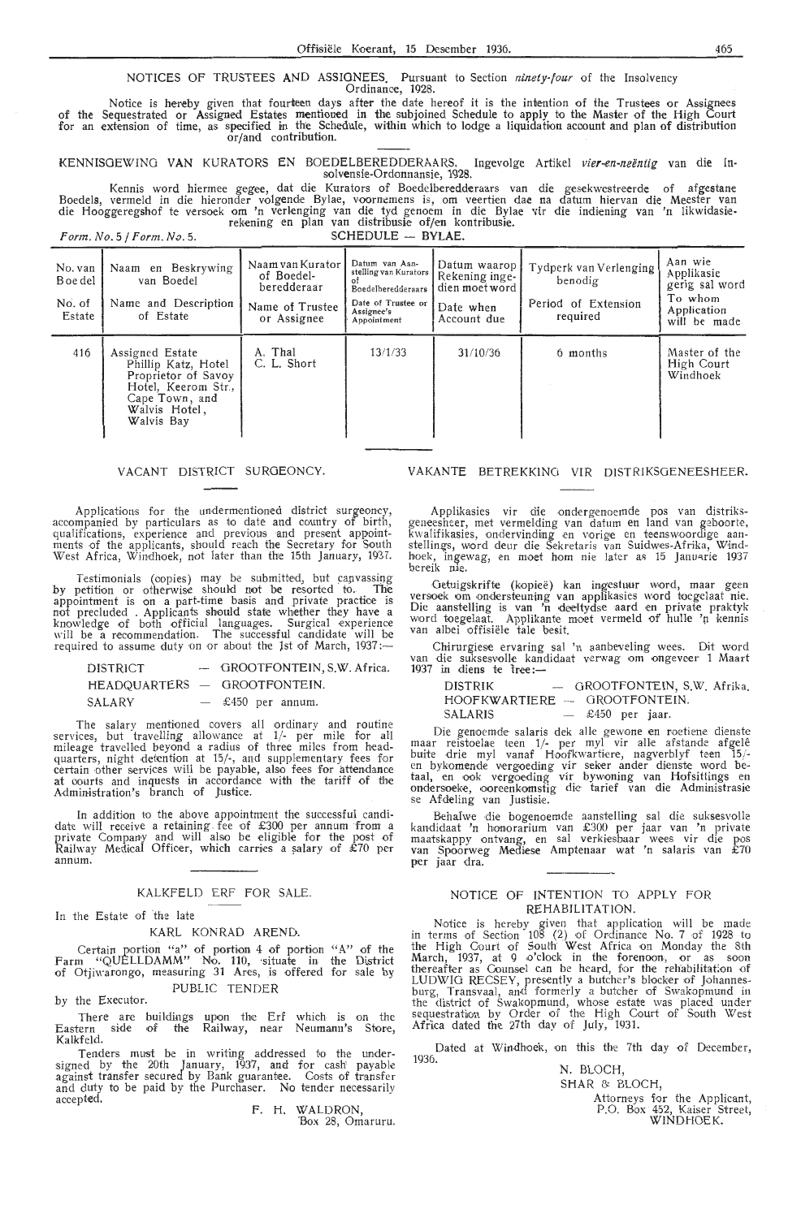NOTICES OF TRUSTEES AND ASSIGNEES. Pursuant to Section *ninety-four* of the Insolvency Ordinance, 1928.

Notice is hereby given that fourteen days after the date hereof it is the intention of the Trustees or Assignees of the Sequestrated or Assigned Estates mentioned in the subjoined Schedule to apply to the Master of the High Court for an extension of time, as specified in the Schedule, within which to lodge a liquidation account and plan of distribution or/and contribution.

KENNISGEWING VAN KURATORS EN BOEDELBEREDDERAARS. Ingevolge Artikel *vier-en-neëntig* van die Insolvensie-Ordonnansie, 1928.

Kennis word hiermee gegee, dat die Kurators of Boedelberedderaars van die gesekwestreerde of afgestane Boedels, vermeld in die hieronder volgende Bylae, voornemens is, om veertien dae na datum hiervan die Meester van die Hooggeregshof te versoek om 'n verlenging van die tyd genoem in die Bylae vir die indiening van 'n likwidasie-rekening en plan van distribusie of/en kontribusie.

*Form. No.* 5 / *Form. No.* 5. SCHEDULE — BYLAE.

| No. van Boedel / No. of Estate | Naam en Beskrywing van Boedel / Name and Description of Estate | Naam van Kurator of Boedel-beredderaar / Name of Trustee or Assignee | Datum van Aanstelling van Kurators of Boedelberedderaars / Date of Trustee or Assignee's Appointment | Datum waarop Rekening ingedien moet word / Date when Account due | Tydperk van Verlenging benodig / Period of Extension required | Aan wie Applikasie gerig sal word / To whom Application will be made |
|---|---|---|---|---|---|---|
| 416 | Assigned Estate Phillip Katz, Hotel Proprietor of Savoy Hotel, Keerom Str., Cape Town, and Walvis Hotel, Walvis Bay | A. Thal C. L. Short | 13/1/33 | 31/10/36 | 6 months | Master of the High Court Windhoek |

## VACANT DISTRICT SURGEONCY.

Applications for the undermentioned district surgeoncy, accompanied by particulars as to date and country of birth, qualifications, experience and previous and present appointments of the applicants, should reach the Secretary for South West Africa, Windhoek, not later than the 15th January, 1937.

Testimonials (copies) may be submitted, but canvassing by petition or otherwise should not be resorted to. The appointment is on a part-time basis and private practice is not precluded. Applicants should state whether they have a knowledge of both official languages. Surgical experience will be a recommendation. The successful candidate will be required to assume duty on or about the 1st of March, 1937:—

DISTRICT — GROOTFONTEIN, S.W. Africa.
HEADQUARTERS — GROOTFONTEIN.
SALARY — £450 per annum.

The salary mentioned covers all ordinary and routine services, but travelling allowance at 1/- per mile for all mileage travelled beyond a radius of three miles from headquarters, night detention at 15/-, and supplementary fees for certain other services will be payable, also fees for attendance at courts and inquests in accordance with the tariff of the Administration's branch of Justice.

In addition to the above appointment the successful candidate will receive a retaining fee of £300 per annum from a private Company and will also be eligible for the post of Railway Medical Officer, which carries a salary of £70 per annum.

## VAKANTE BETREKKING VIR DISTRIKSGENEESHEER.

Applikasies vir die ondergenoemde pos van distriksgeneesheer, met vermelding van datum en land van geboorte, kwalifikasies, ondervinding en vorige en teenswoordige aanstellings, word deur die Sekretaris van Suidwes-Afrika, Windhoek, ingewag, en moet hom nie later as 15 Januarie 1937 bereik nie.

Getuigskrifte (kopieë) kan ingestuur word, maar geen versoek om ondersteuning van applikasies word toegelaat nie. Die aanstelling is van 'n deeltydse aard en private praktyk word toegelaat. Applikante moet vermeld of hulle 'n kennis van albei offisiële tale besit.

Chirurgiese ervaring sal 'n aanbeveling wees. Dit word van die suksesvolle kandidaat verwag om ongeveer 1 Maart 1937 in diens te tree:—

DISTRIK — GROOTFONTEIN, S.W. Afrika.
HOOFKWARTIERE — GROOTFONTEIN.
SALARIS — £450 per jaar.

Die genoemde salaris dek alle gewone en roetiene dienste maar reistoelae teen 1/- per myl vir alle afstande afgelê buite drie myl vanaf Hoofkwartiere, nagverblyf teen 15/- en bykomende vergoeding vir seker ander dienste word betaal, en ook vergoeding vir bywoning van Hofsittings en ondersoeke, ooreenkomstig die tarief van die Administrasie se Afdeling van Justisie.

Behalwe die bogenoemde aanstelling sal die suksesvolle kandidaat 'n honorarium van £300 per jaar van 'n private maatskappy ontvang, en sal verkiesbaar wees vir die pos van Spoorweg Mediese Amptenaar wat 'n salaris van £70 per jaar dra.

## KALKFELD ERF FOR SALE.

In the Estate of the late

KARL KONRAD AREND.

Certain portion "a" of portion 4 of portion "A" of the Farm "QUELLDAMM" No. 110, situate in the District of Otjiwarongo, measuring 31 Ares, is offered for sale by

PUBLIC TENDER

by the Executor.

There are buildings upon the Erf which is on the Eastern side of the Railway, near Neumann's Store, Kalkfeld.

Tenders must be in writing addressed to the undersigned by the 20th January, 1937, and for cash payable against transfer secured by Bank guarantee. Costs of transfer and duty to be paid by the Purchaser. No tender necessarily accepted.

F. H. WALDRON,
Box 28, Omaruru.

## NOTICE OF INTENTION TO APPLY FOR REHABILITATION.

Notice is hereby given that application will be made in terms of Section 108 (2) of Ordinance No. 7 of 1928 to the High Court of South West Africa on Monday the 8th March, 1937, at 9 o'clock in the forenoon, or as soon thereafter as Counsel can be heard, for the rehabilitation of LUDWIG RECSEY, presently a butcher's blocker of Johannesburg, Transvaal, and formerly a butcher of Swakopmund in the district of Swakopmund, whose estate was placed under sequestration by Order of the High Court of South West Africa dated the 27th day of July, 1931.

Dated at Windhoek, on this the 7th day of December, 1936.

N. BLOCH,
SHAR & BLOCH,
Attorneys for the Applicant,
P.O. Box 452, Kaiser Street,
WINDHOEK.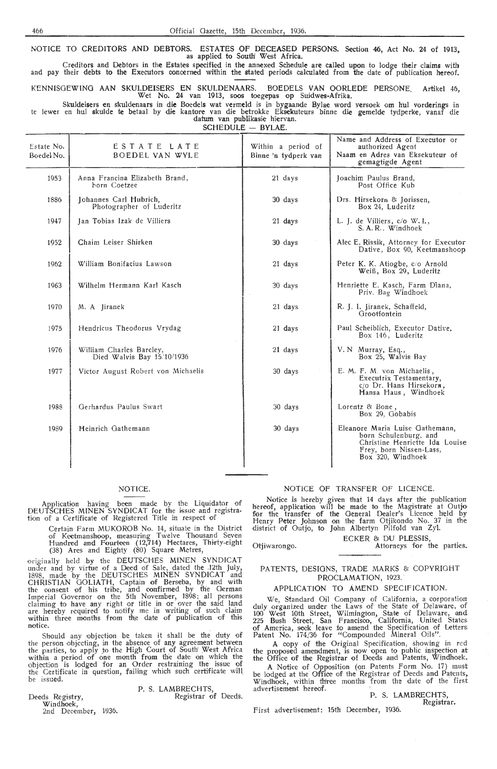## NOTICE TO CREDITORS AND DEBTORS. ESTATES OF DECEASED PERSONS. Section 46, Act No. 24 of 1913, as applied to South West Africa.

Creditors and Debtors in the Estates specified in the annexed Schedule are called upon to lodge their claims with and pay their debts to the Executors concerned within the stated periods calculated from the date of publication hereof.

## KENNISGEWING AAN SKULDEISERS EN SKULDENAARS. BOEDELS VAN OORLEDE PERSONE. Artikel 46, Wet No. 24 van 1913, soos toegepas op Suidwes-Afrika.

Skuldeisers en skuldenaars in die Boedels wat vermeld is in bygaande Bylae word versoek om hul vorderings in te lewer en hul skulde te betaal by die kantore van die betrokke Eksekuteurs binne die gemelde tydperke, vanaf die datum van publikasie hiervan.

SCHEDULE — BYLAE.

| Estate No. Boedel No. | ESTATE LATE BOEDEL VAN WYLE | Within a period of Binne 'n tydperk van | Name and Address of Executor or authorized Agent Naam en Adres van Eksekuteur of gemagtigde Agent |
|---|---|---|---|
| 1953 | Anna Francina Elizabeth Brand, born Coetzee | 21 days | Joachim Paulus Brand, Post Office Kub |
| 1886 | Johannes Carl Hubrich, Photographer of Luderitz | 30 days | Drs. Hirsekorn & Jorissen, Box 24, Luderitz |
| 1947 | Jan Tobias Izak de Villiers | 21 days | L. J. de Villiers, c/o W. I., S. A. R.. Windhoek |
| 1952 | Chaim Leiser Shirken | 30 days | Alec E. Rissik, Attorney for Executor Dative, Box 90, Keetmanshoop |
| 1962 | William Bonifacius Lawson | 21 days | Peter K. K. Atiogbe, c/o Arnold Weiß, Box 29, Luderitz |
| 1963 | Wilhelm Hermann Karl Kasch | 30 days | Henriette E. Kasch, Farm Diana, Priv. Bag Windhoek |
| 1970 | M. A. Jiranek | 21 days | R. J. I. Jiranek, Schaffeld, Grootfontein |
| 1975 | Hendricus Theodorus Vrydag | 21 days | Paul Scheiblich, Executor Dative, Box 146, Luderitz |
| 1976 | William Charles Barcley, Died Walvis Bay 15/10/1936 | 21 days | V. N Murray, Esq., Box 25, Walvis Bay |
| 1977 | Victor August Robert von Michaelis | 30 days | E. M. F. M. von Michaelis, Executrix Testamentary, c/o Dr. Hans Hirsekorn, Hansa Haus, Windhoek |
| 1988 | Gerhardus Paulus Swart | 30 days | Lorentz & Bone, Box 29, Gobabis |
| 1989 | Heinrich Gathemann | 30 days | Eleanore Maria Luise Gathemann, born Schulenburg, and Christine Henriette Ida Louise Frey, born Nissen-Lass, Box 320, Windhoek |

---

## NOTICE.

Application having been made by the Liquidator of DEUTSCHES MINEN SYNDICAT for the issue and registration of a Certificate of Registered Title in respect of

Certain Farm MUKOROB No. 14, situate in the District of Keetmanshoop, measuring Twelve Thousand Seven Hundred and Fourteen (12,714) Hectares, Thirty-eight (38) Ares and Eighty (80) Square Metres,

originally held by the DEUTSCHES MINEN SYNDICAT under and by virtue of a Deed of Sale, dated the 12th July, 1898, made by the DEUTSCHES MINEN SYNDICAT and CHRISTIAN GOLIATH, Captain of Berseba, by and with the consent of his tribe, and confirmed by the German Imperial Governor on the 5th November, 1898; all persons claiming to have any right or title in or over the said land are hereby required to notify me in writing of such claim within three months from the date of publication of this notice.

Should any objection be taken it shall be the duty of the person objecting, in the absence of any agreement between the parties, to apply to the High Court of South West Africa within a period of one month from the date on which the objection is lodged for an Order restraining the issue of the Certificate in question, failing which such certificate will be issued.

P. S. LAMBRECHTS,
Registrar of Deeds.

Deeds Registry,
Windhoek,
2nd December, 1936.

## NOTICE OF TRANSFER OF LICENCE.

Notice is hereby given that 14 days after the publication hereof, application will be made to the Magistrate at Outjo for the transfer of the General Dealer's Licence held by Henry Peter Johnson on the farm Otjikondo No. 37 in the district of Outjo, to John Albertyn Pilfold van Zyl.

ECKER & DU PLESSIS,
Attorneys for the parties.

Otjiwarongo.

## PATENTS, DESIGNS, TRADE MARKS & COPYRIGHT PROCLAMATION, 1923.

## APPLICATION TO AMEND SPECIFICATION.

We, Standard Oil Company of California, a corporation duly organized under the Laws of the State of Delaware, of 100 West 10th Street, Wilmington, State of Delaware, and 225 Bush Street, San Francisco, California, United States of America, seek leave to amend the Specification of Letters Patent No. 174/36 for "Compounded Mineral Oils".

A copy of the Original Specification, showing in red the proposed amendment, is now open to public inspection at the Office of the Registrar of Deeds and Patents, Windhoek.

A Notice of Opposition (on Patents Form No. 17) must be lodged at the Office of the Registrar of Deeds and Patents, Windhoek, within three months from the date of the first advertisement hereof.

P. S. LAMBRECHTS,
Registrar.

First advertisement: 15th December, 1936.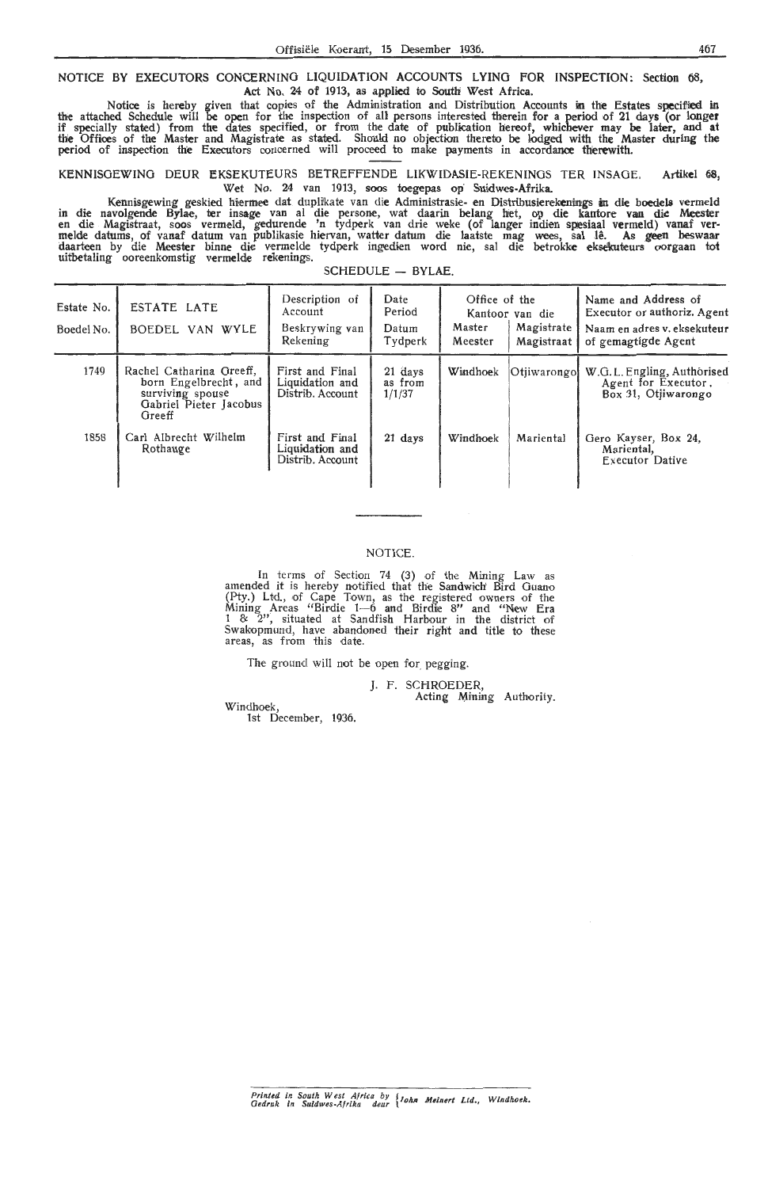## NOTICE BY EXECUTORS CONCERNING LIQUIDATION ACCOUNTS LYING FOR INSPECTION: Section 68, Act No. 24 of 1913, as applied to South West Africa.

Notice is hereby given that copies of the Administration and Distribution Accounts in the Estates specified in the attached Schedule will be open for the inspection of all persons interested therein for a period of 21 days (or longer if specially stated) from the dates specified, or from the date of publication hereof, whichever may be later, and at the Offices of the Master and Magistrate as stated. Should no objection thereto be lodged with the Master during the period of inspection the Executors concerned will proceed to make payments in accordance therewith.

## KENNISGEWING DEUR EKSEKUTEURS BETREFFENDE LIKWIDASIE-REKENINGS TER INSAGE. Artikel 68, Wet No. 24 van 1913, soos toegepas op Suidwes-Afrika.

Kennisgewing geskied hiermee dat duplikate van die Administrasie- en Distribusierekenings in die boedels vermeld in die navolgende Bylae, ter insage van al die persone, wat daarin belang het, op die kantore van die Meester en die Magistraat, soos vermeld, gedurende 'n tydperk van drie weke (of langer indien spesiaal vermeld) vanaf vermelde datums, of vanaf datum van publikasie hiervan, watter datum die laatste mag wees, sal lê. As geen beswaar daarteen by die Meester binne die vermelde tydperk ingedien word nie, sal die betrokke eksekuteurs oorgaan tot uitbetaling ooreenkomstig vermelde rekenings.

SCHEDULE — BYLAE.

| Estate No. / Boedel No. | ESTATE LATE / BOEDEL VAN WYLE | Description of Account / Beskrywing van Rekening | Date Period / Datum Tydperk | Office of the / Kantoor van die: Master / Meester | Magistrate / Magistraat | Name and Address of Executor or authoriz. Agent / Naam en adres v. eksekuteur of gemagtigde Agent |
|---|---|---|---|---|---|---|
| 1749 | Rachel Catharina Greeff, born Engelbrecht, and surviving spouse Gabriel Pieter Jacobus Greeff | First and Final Liquidation and Distrib. Account | 21 days as from 1/1/37 | Windhoek | Otjiwarongo | W.G.L. Engling, Authorised Agent for Executor, Box 31, Otjiwarongo |
| 1858 | Carl Albrecht Wilhelm Rothauge | First and Final Liquidation and Distrib. Account | 21 days | Windhoek | Mariental | Gero Kayser, Box 24, Mariental, Executor Dative |

## NOTICE.

In terms of Section 74 (3) of the Mining Law as amended it is hereby notified that the Sandwich Bird Guano (Pty.) Ltd., of Cape Town, as the registered owners of the Mining Areas "Birdie 1—6 and Birdie 8" and "New Era 1 & 2", situated at Sandfish Harbour in the district of Swakopmund, have abandoned their right and title to these areas, as from this date.

The ground will not be open for pegging.

J. F. SCHROEDER,
Acting Mining Authority.

Windhoek,
1st December, 1936.

*Printed in South West Africa by / Gedruk in Suidwes-Afrika deur John Meinert Ltd., Windhoek.*